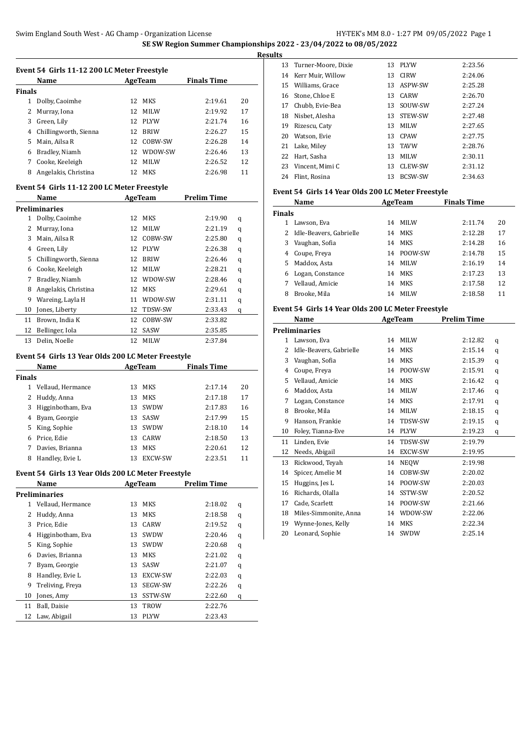# SE SW Region Summer Championships 2022 - 23/04/2022 to 08/05/2022

## Results

### Event 54 Girls 11-12 200 LC Meter Freestyle

| | Name | Age | Team | Finals Time | |
|---|---|---|---|---|---|
| **Finals** | | | | | |
| 1 | Dolby, Caoimhe | 12 | MKS | 2:19.61 | 20 |
| 2 | Murray, Iona | 12 | MILW | 2:19.92 | 17 |
| 3 | Green, Lily | 12 | PLYW | 2:21.74 | 16 |
| 4 | Chillingworth, Sienna | 12 | BRIW | 2:26.27 | 15 |
| 5 | Main, Ailsa R | 12 | COBW-SW | 2:26.28 | 14 |
| 6 | Bradley, Niamh | 12 | WDOW-SW | 2:26.46 | 13 |
| 7 | Cooke, Keeleigh | 12 | MILW | 2:26.52 | 12 |
| 8 | Angelakis, Christina | 12 | MKS | 2:26.98 | 11 |

### Event 54 Girls 11-12 200 LC Meter Freestyle

| | Name | Age | Team | Prelim Time | |
|---|---|---|---|---|---|
| **Preliminaries** | | | | | |
| 1 | Dolby, Caoimhe | 12 | MKS | 2:19.90 | q |
| 2 | Murray, Iona | 12 | MILW | 2:21.19 | q |
| 3 | Main, Ailsa R | 12 | COBW-SW | 2:25.80 | q |
| 4 | Green, Lily | 12 | PLYW | 2:26.38 | q |
| 5 | Chillingworth, Sienna | 12 | BRIW | 2:26.46 | q |
| 6 | Cooke, Keeleigh | 12 | MILW | 2:28.21 | q |
| 7 | Bradley, Niamh | 12 | WDOW-SW | 2:28.46 | q |
| 8 | Angelakis, Christina | 12 | MKS | 2:29.61 | q |
| 9 | Wareing, Layla H | 11 | WDOW-SW | 2:31.11 | q |
| 10 | Jones, Liberty | 12 | TDSW-SW | 2:33.43 | q |
| 11 | Brown, India K | 12 | COBW-SW | 2:33.82 | |
| 12 | Bellinger, Iola | 12 | SASW | 2:35.85 | |
| 13 | Delin, Noelle | 12 | MILW | 2:37.84 | |

### Event 54 Girls 13 Year Olds 200 LC Meter Freestyle

| | Name | Age | Team | Finals Time | |
|---|---|---|---|---|---|
| **Finals** | | | | | |
| 1 | Vellaud, Hermance | 13 | MKS | 2:17.14 | 20 |
| 2 | Huddy, Anna | 13 | MKS | 2:17.18 | 17 |
| 3 | Higginbotham, Eva | 13 | SWDW | 2:17.83 | 16 |
| 4 | Byam, Georgie | 13 | SASW | 2:17.99 | 15 |
| 5 | King, Sophie | 13 | SWDW | 2:18.10 | 14 |
| 6 | Price, Edie | 13 | CARW | 2:18.50 | 13 |
| 7 | Davies, Brianna | 13 | MKS | 2:20.61 | 12 |
| 8 | Handley, Evie L | 13 | EXCW-SW | 2:23.51 | 11 |

### Event 54 Girls 13 Year Olds 200 LC Meter Freestyle

| | Name | Age | Team | Prelim Time | |
|---|---|---|---|---|---|
| **Preliminaries** | | | | | |
| 1 | Vellaud, Hermance | 13 | MKS | 2:18.02 | q |
| 2 | Huddy, Anna | 13 | MKS | 2:18.58 | q |
| 3 | Price, Edie | 13 | CARW | 2:19.52 | q |
| 4 | Higginbotham, Eva | 13 | SWDW | 2:20.46 | q |
| 5 | King, Sophie | 13 | SWDW | 2:20.68 | q |
| 6 | Davies, Brianna | 13 | MKS | 2:21.02 | q |
| 7 | Byam, Georgie | 13 | SASW | 2:21.07 | q |
| 8 | Handley, Evie L | 13 | EXCW-SW | 2:22.03 | q |
| 9 | Treliving, Freya | 13 | SEGW-SW | 2:22.26 | q |
| 10 | Jones, Amy | 13 | SSTW-SW | 2:22.60 | q |
| 11 | Ball, Daisie | 13 | TROW | 2:22.76 | |
| 12 | Law, Abigail | 13 | PLYW | 2:23.43 | |
| 13 | Turner-Moore, Dixie | 13 | PLYW | 2:23.56 | |
| 14 | Kerr Muir, Willow | 13 | CIRW | 2:24.06 | |
| 15 | Williams, Grace | 13 | ASPW-SW | 2:25.28 | |
| 16 | Stone, Chloe E | 13 | CARW | 2:26.70 | |
| 17 | Chubb, Evie-Bea | 13 | SOUW-SW | 2:27.24 | |
| 18 | Nisbet, Alesha | 13 | STEW-SW | 2:27.48 | |
| 19 | Rizescu, Caty | 13 | MILW | 2:27.65 | |
| 20 | Watson, Evie | 13 | CPAW | 2:27.75 | |
| 21 | Lake, Miley | 13 | TAVW | 2:28.76 | |
| 22 | Hart, Sasha | 13 | MILW | 2:30.11 | |
| 23 | Vincent, Mimi C | 13 | CLEW-SW | 2:31.12 | |
| 24 | Flint, Rosina | 13 | BCSW-SW | 2:34.63 | |

### Event 54 Girls 14 Year Olds 200 LC Meter Freestyle

| | Name | Age | Team | Finals Time | |
|---|---|---|---|---|---|
| **Finals** | | | | | |
| 1 | Lawson, Eva | 14 | MILW | 2:11.74 | 20 |
| 2 | Idle-Beavers, Gabrielle | 14 | MKS | 2:12.28 | 17 |
| 3 | Vaughan, Sofia | 14 | MKS | 2:14.28 | 16 |
| 4 | Coupe, Freya | 14 | POOW-SW | 2:14.78 | 15 |
| 5 | Maddox, Asta | 14 | MILW | 2:16.19 | 14 |
| 6 | Logan, Constance | 14 | MKS | 2:17.23 | 13 |
| 7 | Vellaud, Amicie | 14 | MKS | 2:17.58 | 12 |
| 8 | Brooke, Mila | 14 | MILW | 2:18.58 | 11 |

### Event 54 Girls 14 Year Olds 200 LC Meter Freestyle

| | Name | Age | Team | Prelim Time | |
|---|---|---|---|---|---|
| **Preliminaries** | | | | | |
| 1 | Lawson, Eva | 14 | MILW | 2:12.82 | q |
| 2 | Idle-Beavers, Gabrielle | 14 | MKS | 2:15.14 | q |
| 3 | Vaughan, Sofia | 14 | MKS | 2:15.39 | q |
| 4 | Coupe, Freya | 14 | POOW-SW | 2:15.91 | q |
| 5 | Vellaud, Amicie | 14 | MKS | 2:16.42 | q |
| 6 | Maddox, Asta | 14 | MILW | 2:17.46 | q |
| 7 | Logan, Constance | 14 | MKS | 2:17.91 | q |
| 8 | Brooke, Mila | 14 | MILW | 2:18.15 | q |
| 9 | Hanson, Frankie | 14 | TDSW-SW | 2:19.15 | q |
| 10 | Foley, Tianna-Eve | 14 | PLYW | 2:19.23 | q |
| 11 | Linden, Evie | 14 | TDSW-SW | 2:19.79 | |
| 12 | Needs, Abigail | 14 | EXCW-SW | 2:19.95 | |
| 13 | Rickwood, Teyah | 14 | NEQW | 2:19.98 | |
| 14 | Spicer, Amelie M | 14 | COBW-SW | 2:20.02 | |
| 15 | Huggins, Jes L | 14 | POOW-SW | 2:20.03 | |
| 16 | Richards, Olalla | 14 | SSTW-SW | 2:20.52 | |
| 17 | Cade, Scarlett | 14 | POOW-SW | 2:21.66 | |
| 18 | Miles-Simmonite, Anna | 14 | WDOW-SW | 2:22.06 | |
| 19 | Wynne-Jones, Kelly | 14 | MKS | 2:22.34 | |
| 20 | Leonard, Sophie | 14 | SWDW | 2:25.14 | |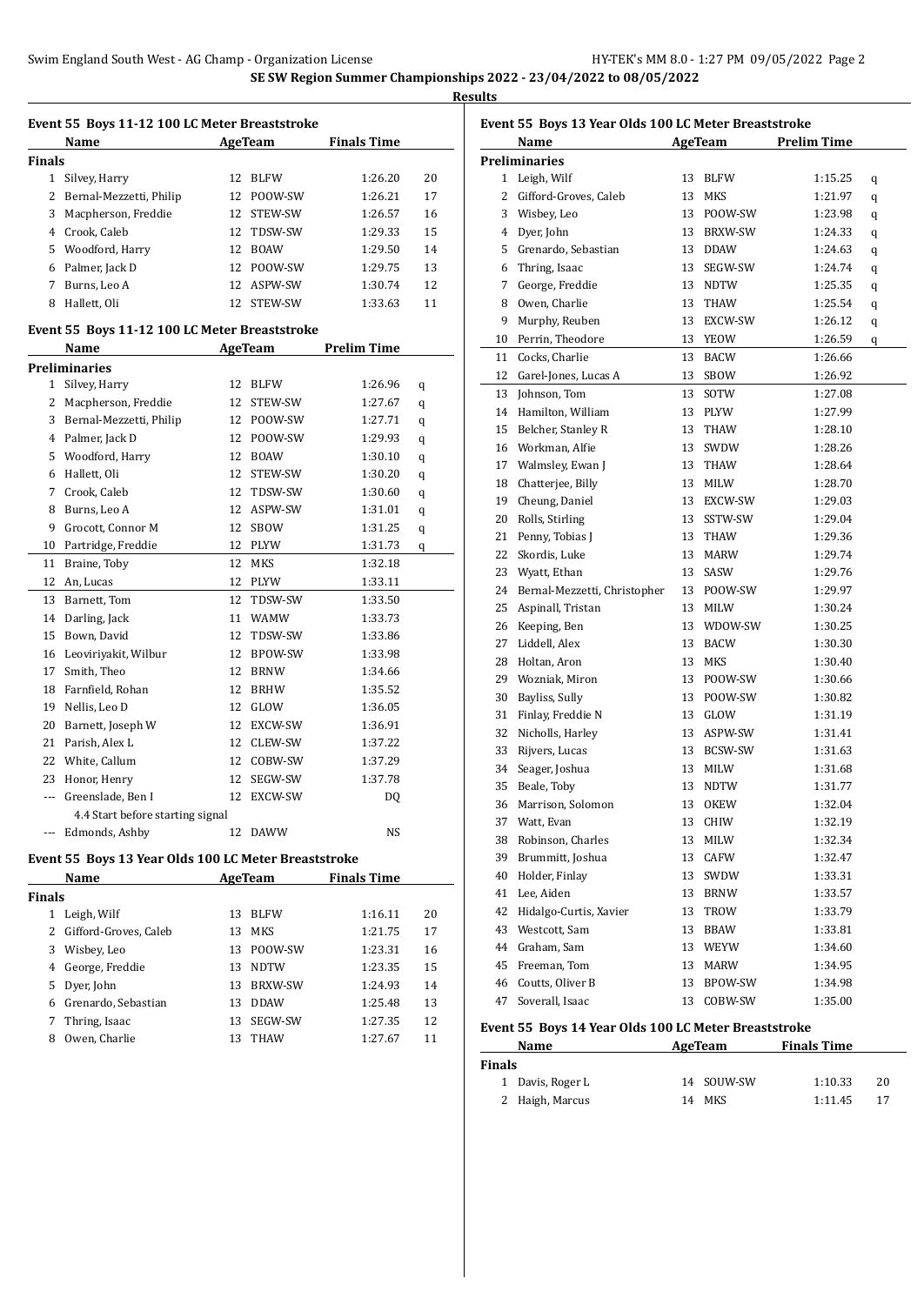**SE SW Region Summer Championships 2022 - 23/04/2022 to 08/05/2022**

**Results**

### Event 55 Boys 11-12 100 LC Meter Breaststroke

| | Name | Age | Team | Finals Time | Points |
|---|---|---|---|---|---|
| **Finals** | | | | | |
| 1 | Silvey, Harry | 12 | BLFW | 1:26.20 | 20 |
| 2 | Bernal-Mezzetti, Philip | 12 | POOW-SW | 1:26.21 | 17 |
| 3 | Macpherson, Freddie | 12 | STEW-SW | 1:26.57 | 16 |
| 4 | Crook, Caleb | 12 | TDSW-SW | 1:29.33 | 15 |
| 5 | Woodford, Harry | 12 | BOAW | 1:29.50 | 14 |
| 6 | Palmer, Jack D | 12 | POOW-SW | 1:29.75 | 13 |
| 7 | Burns, Leo A | 12 | ASPW-SW | 1:30.74 | 12 |
| 8 | Hallett, Oli | 12 | STEW-SW | 1:33.63 | 11 |

### Event 55 Boys 11-12 100 LC Meter Breaststroke

| | Name | Age | Team | Prelim Time | |
|---|---|---|---|---|---|
| **Preliminaries** | | | | | |
| 1 | Silvey, Harry | 12 | BLFW | 1:26.96 | q |
| 2 | Macpherson, Freddie | 12 | STEW-SW | 1:27.67 | q |
| 3 | Bernal-Mezzetti, Philip | 12 | POOW-SW | 1:27.71 | q |
| 4 | Palmer, Jack D | 12 | POOW-SW | 1:29.93 | q |
| 5 | Woodford, Harry | 12 | BOAW | 1:30.10 | q |
| 6 | Hallett, Oli | 12 | STEW-SW | 1:30.20 | q |
| 7 | Crook, Caleb | 12 | TDSW-SW | 1:30.60 | q |
| 8 | Burns, Leo A | 12 | ASPW-SW | 1:31.01 | q |
| 9 | Grocott, Connor M | 12 | SBOW | 1:31.25 | q |
| 10 | Partridge, Freddie | 12 | PLYW | 1:31.73 | q |
| 11 | Braine, Toby | 12 | MKS | 1:32.18 | |
| 12 | An, Lucas | 12 | PLYW | 1:33.11 | |
| 13 | Barnett, Tom | 12 | TDSW-SW | 1:33.50 | |
| 14 | Darling, Jack | 11 | WAMW | 1:33.73 | |
| 15 | Bown, David | 12 | TDSW-SW | 1:33.86 | |
| 16 | Leoviriyakit, Wilbur | 12 | BPOW-SW | 1:33.98 | |
| 17 | Smith, Theo | 12 | BRNW | 1:34.66 | |
| 18 | Farnfield, Rohan | 12 | BRHW | 1:35.52 | |
| 19 | Nellis, Leo D | 12 | GLOW | 1:36.05 | |
| 20 | Barnett, Joseph W | 12 | EXCW-SW | 1:36.91 | |
| 21 | Parish, Alex L | 12 | CLEW-SW | 1:37.22 | |
| 22 | White, Callum | 12 | COBW-SW | 1:37.29 | |
| 23 | Honor, Henry | 12 | SEGW-SW | 1:37.78 | |
| --- | Greenslade, Ben I | 12 | EXCW-SW | DQ | |
| | 4.4 Start before starting signal | | | | |
| --- | Edmonds, Ashby | 12 | DAWW | NS | |

### Event 55 Boys 13 Year Olds 100 LC Meter Breaststroke

| | Name | Age | Team | Finals Time | Points |
|---|---|---|---|---|---|
| **Finals** | | | | | |
| 1 | Leigh, Wilf | 13 | BLFW | 1:16.11 | 20 |
| 2 | Gifford-Groves, Caleb | 13 | MKS | 1:21.75 | 17 |
| 3 | Wisbey, Leo | 13 | POOW-SW | 1:23.31 | 16 |
| 4 | George, Freddie | 13 | NDTW | 1:23.35 | 15 |
| 5 | Dyer, John | 13 | BRXW-SW | 1:24.93 | 14 |
| 6 | Grenardo, Sebastian | 13 | DDAW | 1:25.48 | 13 |
| 7 | Thring, Isaac | 13 | SEGW-SW | 1:27.35 | 12 |
| 8 | Owen, Charlie | 13 | THAW | 1:27.67 | 11 |

### Event 55 Boys 13 Year Olds 100 LC Meter Breaststroke

| | Name | Age | Team | Prelim Time | |
|---|---|---|---|---|---|
| **Preliminaries** | | | | | |
| 1 | Leigh, Wilf | 13 | BLFW | 1:15.25 | q |
| 2 | Gifford-Groves, Caleb | 13 | MKS | 1:21.97 | q |
| 3 | Wisbey, Leo | 13 | POOW-SW | 1:23.98 | q |
| 4 | Dyer, John | 13 | BRXW-SW | 1:24.33 | q |
| 5 | Grenardo, Sebastian | 13 | DDAW | 1:24.63 | q |
| 6 | Thring, Isaac | 13 | SEGW-SW | 1:24.74 | q |
| 7 | George, Freddie | 13 | NDTW | 1:25.35 | q |
| 8 | Owen, Charlie | 13 | THAW | 1:25.54 | q |
| 9 | Murphy, Reuben | 13 | EXCW-SW | 1:26.12 | q |
| 10 | Perrin, Theodore | 13 | YEOW | 1:26.59 | q |
| 11 | Cocks, Charlie | 13 | BACW | 1:26.66 | |
| 12 | Garel-Jones, Lucas A | 13 | SBOW | 1:26.92 | |
| 13 | Johnson, Tom | 13 | SOTW | 1:27.08 | |
| 14 | Hamilton, William | 13 | PLYW | 1:27.99 | |
| 15 | Belcher, Stanley R | 13 | THAW | 1:28.10 | |
| 16 | Workman, Alfie | 13 | SWDW | 1:28.26 | |
| 17 | Walmsley, Ewan J | 13 | THAW | 1:28.64 | |
| 18 | Chatterjee, Billy | 13 | MILW | 1:28.70 | |
| 19 | Cheung, Daniel | 13 | EXCW-SW | 1:29.03 | |
| 20 | Rolls, Stirling | 13 | SSTW-SW | 1:29.04 | |
| 21 | Penny, Tobias J | 13 | THAW | 1:29.36 | |
| 22 | Skordis, Luke | 13 | MARW | 1:29.74 | |
| 23 | Wyatt, Ethan | 13 | SASW | 1:29.76 | |
| 24 | Bernal-Mezzetti, Christopher | 13 | POOW-SW | 1:29.97 | |
| 25 | Aspinall, Tristan | 13 | MILW | 1:30.24 | |
| 26 | Keeping, Ben | 13 | WDOW-SW | 1:30.25 | |
| 27 | Liddell, Alex | 13 | BACW | 1:30.30 | |
| 28 | Holtan, Aron | 13 | MKS | 1:30.40 | |
| 29 | Wozniak, Miron | 13 | POOW-SW | 1:30.66 | |
| 30 | Bayliss, Sully | 13 | POOW-SW | 1:30.82 | |
| 31 | Finlay, Freddie N | 13 | GLOW | 1:31.19 | |
| 32 | Nicholls, Harley | 13 | ASPW-SW | 1:31.41 | |
| 33 | Rijvers, Lucas | 13 | BCSW-SW | 1:31.63 | |
| 34 | Seager, Joshua | 13 | MILW | 1:31.68 | |
| 35 | Beale, Toby | 13 | NDTW | 1:31.77 | |
| 36 | Marrison, Solomon | 13 | OKEW | 1:32.04 | |
| 37 | Watt, Evan | 13 | CHIW | 1:32.19 | |
| 38 | Robinson, Charles | 13 | MILW | 1:32.34 | |
| 39 | Brummitt, Joshua | 13 | CAFW | 1:32.47 | |
| 40 | Holder, Finlay | 13 | SWDW | 1:33.31 | |
| 41 | Lee, Aiden | 13 | BRNW | 1:33.57 | |
| 42 | Hidalgo-Curtis, Xavier | 13 | TROW | 1:33.79 | |
| 43 | Westcott, Sam | 13 | BBAW | 1:33.81 | |
| 44 | Graham, Sam | 13 | WEYW | 1:34.60 | |
| 45 | Freeman, Tom | 13 | MARW | 1:34.95 | |
| 46 | Coutts, Oliver B | 13 | BPOW-SW | 1:34.98 | |
| 47 | Soverall, Isaac | 13 | COBW-SW | 1:35.00 | |

### Event 55 Boys 14 Year Olds 100 LC Meter Breaststroke

| | Name | Age | Team | Finals Time | Points |
|---|---|---|---|---|---|
| **Finals** | | | | | |
| 1 | Davis, Roger L | 14 | SOUW-SW | 1:10.33 | 20 |
| 2 | Haigh, Marcus | 14 | MKS | 1:11.45 | 17 |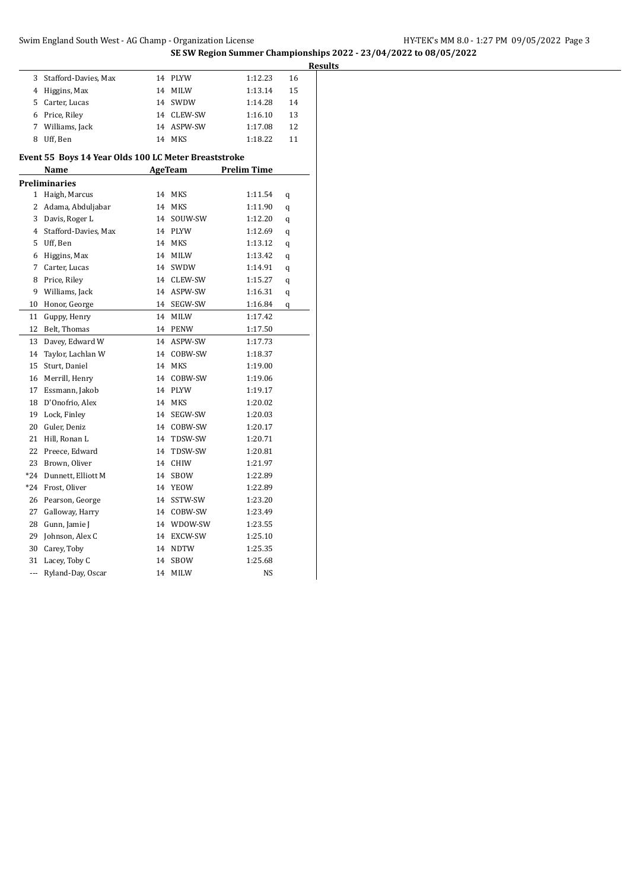**SE SW Region Summer Championships 2022 - 23/04/2022 to 08/05/2022**

**Results**

| | Name | Age | Team | Time | Points |
|---|---|---|---|---|---|
| 3 | Stafford-Davies, Max | 14 | PLYW | 1:12.23 | 16 |
| 4 | Higgins, Max | 14 | MILW | 1:13.14 | 15 |
| 5 | Carter, Lucas | 14 | SWDW | 1:14.28 | 14 |
| 6 | Price, Riley | 14 | CLEW-SW | 1:16.10 | 13 |
| 7 | Williams, Jack | 14 | ASPW-SW | 1:17.08 | 12 |
| 8 | Uff, Ben | 14 | MKS | 1:18.22 | 11 |

### Event 55 Boys 14 Year Olds 100 LC Meter Breaststroke

**Preliminaries**

| | Name | Age | Team | Prelim Time | |
|---|---|---|---|---|---|
| 1 | Haigh, Marcus | 14 | MKS | 1:11.54 | q |
| 2 | Adama, Abduljabar | 14 | MKS | 1:11.90 | q |
| 3 | Davis, Roger L | 14 | SOUW-SW | 1:12.20 | q |
| 4 | Stafford-Davies, Max | 14 | PLYW | 1:12.69 | q |
| 5 | Uff, Ben | 14 | MKS | 1:13.12 | q |
| 6 | Higgins, Max | 14 | MILW | 1:13.42 | q |
| 7 | Carter, Lucas | 14 | SWDW | 1:14.91 | q |
| 8 | Price, Riley | 14 | CLEW-SW | 1:15.27 | q |
| 9 | Williams, Jack | 14 | ASPW-SW | 1:16.31 | q |
| 10 | Honor, George | 14 | SEGW-SW | 1:16.84 | q |
| 11 | Guppy, Henry | 14 | MILW | 1:17.42 | |
| 12 | Belt, Thomas | 14 | PENW | 1:17.50 | |
| 13 | Davey, Edward W | 14 | ASPW-SW | 1:17.73 | |
| 14 | Taylor, Lachlan W | 14 | COBW-SW | 1:18.37 | |
| 15 | Sturt, Daniel | 14 | MKS | 1:19.00 | |
| 16 | Merrill, Henry | 14 | COBW-SW | 1:19.06 | |
| 17 | Essmann, Jakob | 14 | PLYW | 1:19.17 | |
| 18 | D'Onofrio, Alex | 14 | MKS | 1:20.02 | |
| 19 | Lock, Finley | 14 | SEGW-SW | 1:20.03 | |
| 20 | Guler, Deniz | 14 | COBW-SW | 1:20.17 | |
| 21 | Hill, Ronan L | 14 | TDSW-SW | 1:20.71 | |
| 22 | Preece, Edward | 14 | TDSW-SW | 1:20.81 | |
| 23 | Brown, Oliver | 14 | CHIW | 1:21.97 | |
| *24 | Dunnett, Elliott M | 14 | SBOW | 1:22.89 | |
| *24 | Frost, Oliver | 14 | YEOW | 1:22.89 | |
| 26 | Pearson, George | 14 | SSTW-SW | 1:23.20 | |
| 27 | Galloway, Harry | 14 | COBW-SW | 1:23.49 | |
| 28 | Gunn, Jamie J | 14 | WDOW-SW | 1:23.55 | |
| 29 | Johnson, Alex C | 14 | EXCW-SW | 1:25.10 | |
| 30 | Carey, Toby | 14 | NDTW | 1:25.35 | |
| 31 | Lacey, Toby C | 14 | SBOW | 1:25.68 | |
| --- | Ryland-Day, Oscar | 14 | MILW | NS | |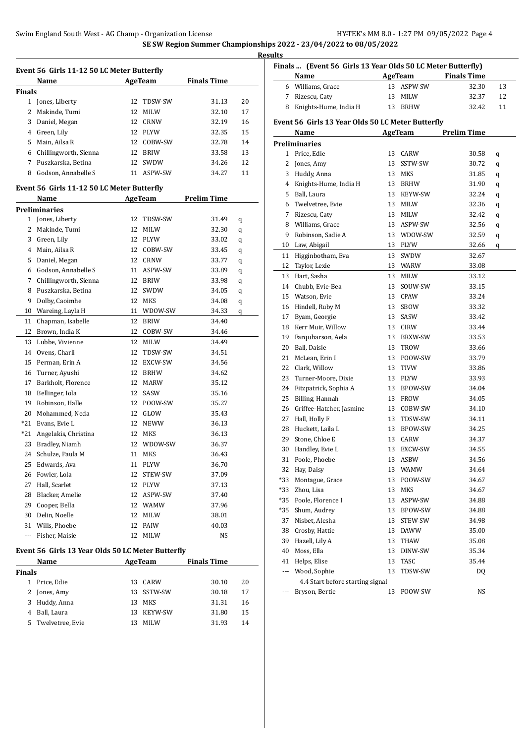**SE SW Region Summer Championships 2022 - 23/04/2022 to 08/05/2022**

**Results**

### Event 56 Girls 11-12 50 LC Meter Butterfly

| | Name | Age | Team | Finals Time | |
|---|---|---|---|---|---|
| **Finals** | | | | | |
| 1 | Jones, Liberty | 12 | TDSW-SW | 31.13 | 20 |
| 2 | Makinde, Tumi | 12 | MILW | 32.10 | 17 |
| 3 | Daniel, Megan | 12 | CRNW | 32.19 | 16 |
| 4 | Green, Lily | 12 | PLYW | 32.35 | 15 |
| 5 | Main, Ailsa R | 12 | COBW-SW | 32.78 | 14 |
| 6 | Chillingworth, Sienna | 12 | BRIW | 33.58 | 13 |
| 7 | Puszkarska, Betina | 12 | SWDW | 34.26 | 12 |
| 8 | Godson, Annabelle S | 11 | ASPW-SW | 34.27 | 11 |

### Event 56 Girls 11-12 50 LC Meter Butterfly

| | Name | Age | Team | Prelim Time | |
|---|---|---|---|---|---|
| **Preliminaries** | | | | | |
| 1 | Jones, Liberty | 12 | TDSW-SW | 31.49 | q |
| 2 | Makinde, Tumi | 12 | MILW | 32.30 | q |
| 3 | Green, Lily | 12 | PLYW | 33.02 | q |
| 4 | Main, Ailsa R | 12 | COBW-SW | 33.45 | q |
| 5 | Daniel, Megan | 12 | CRNW | 33.77 | q |
| 6 | Godson, Annabelle S | 11 | ASPW-SW | 33.89 | q |
| 7 | Chillingworth, Sienna | 12 | BRIW | 33.98 | q |
| 8 | Puszkarska, Betina | 12 | SWDW | 34.05 | q |
| 9 | Dolby, Caoimhe | 12 | MKS | 34.08 | q |
| 10 | Wareing, Layla H | 11 | WDOW-SW | 34.33 | q |
| 11 | Chapman, Isabelle | 12 | BRIW | 34.40 | |
| 12 | Brown, India K | 12 | COBW-SW | 34.46 | |
| 13 | Lubbe, Vivienne | 12 | MILW | 34.49 | |
| 14 | Ovens, Charli | 12 | TDSW-SW | 34.51 | |
| 15 | Perman, Erin A | 12 | EXCW-SW | 34.56 | |
| 16 | Turner, Ayushi | 12 | BRHW | 34.62 | |
| 17 | Barkholt, Florence | 12 | MARW | 35.12 | |
| 18 | Bellinger, Iola | 12 | SASW | 35.16 | |
| 19 | Robinson, Halle | 12 | POOW-SW | 35.27 | |
| 20 | Mohammed, Neda | 12 | GLOW | 35.43 | |
| *21 | Evans, Evie L | 12 | NEWW | 36.13 | |
| *21 | Angelakis, Christina | 12 | MKS | 36.13 | |
| 23 | Bradley, Niamh | 12 | WDOW-SW | 36.37 | |
| 24 | Schulze, Paula M | 11 | MKS | 36.43 | |
| 25 | Edwards, Ava | 11 | PLYW | 36.70 | |
| 26 | Fowler, Lola | 12 | STEW-SW | 37.09 | |
| 27 | Hall, Scarlet | 12 | PLYW | 37.13 | |
| 28 | Blacker, Amelie | 12 | ASPW-SW | 37.40 | |
| 29 | Cooper, Bella | 12 | WAMW | 37.96 | |
| 30 | Delin, Noelle | 12 | MILW | 38.01 | |
| 31 | Wills, Phoebe | 12 | PAIW | 40.03 | |
| --- | Fisher, Maisie | 12 | MILW | NS | |

### Event 56 Girls 13 Year Olds 50 LC Meter Butterfly

| | Name | Age | Team | Finals Time | |
|---|---|---|---|---|---|
| **Finals** | | | | | |
| 1 | Price, Edie | 13 | CARW | 30.10 | 20 |
| 2 | Jones, Amy | 13 | SSTW-SW | 30.18 | 17 |
| 3 | Huddy, Anna | 13 | MKS | 31.31 | 16 |
| 4 | Ball, Laura | 13 | KEYW-SW | 31.80 | 15 |
| 5 | Twelvetree, Evie | 13 | MILW | 31.93 | 14 |
| 6 | Williams, Grace | 13 | ASPW-SW | 32.30 | 13 |
| 7 | Rizescu, Caty | 13 | MILW | 32.37 | 12 |
| 8 | Knights-Hume, India H | 13 | BRHW | 32.42 | 11 |

### Event 56 Girls 13 Year Olds 50 LC Meter Butterfly

| | Name | Age | Team | Prelim Time | |
|---|---|---|---|---|---|
| **Preliminaries** | | | | | |
| 1 | Price, Edie | 13 | CARW | 30.58 | q |
| 2 | Jones, Amy | 13 | SSTW-SW | 30.72 | q |
| 3 | Huddy, Anna | 13 | MKS | 31.85 | q |
| 4 | Knights-Hume, India H | 13 | BRHW | 31.90 | q |
| 5 | Ball, Laura | 13 | KEYW-SW | 32.24 | q |
| 6 | Twelvetree, Evie | 13 | MILW | 32.36 | q |
| 7 | Rizescu, Caty | 13 | MILW | 32.42 | q |
| 8 | Williams, Grace | 13 | ASPW-SW | 32.56 | q |
| 9 | Robinson, Sadie A | 13 | WDOW-SW | 32.59 | q |
| 10 | Law, Abigail | 13 | PLYW | 32.66 | q |
| 11 | Higginbotham, Eva | 13 | SWDW | 32.67 | |
| 12 | Taylor, Lexie | 13 | WARW | 33.08 | |
| 13 | Hart, Sasha | 13 | MILW | 33.12 | |
| 14 | Chubb, Evie-Bea | 13 | SOUW-SW | 33.15 | |
| 15 | Watson, Evie | 13 | CPAW | 33.24 | |
| 16 | Hindell, Ruby M | 13 | SBOW | 33.32 | |
| 17 | Byam, Georgie | 13 | SASW | 33.42 | |
| 18 | Kerr Muir, Willow | 13 | CIRW | 33.44 | |
| 19 | Farquharson, Aela | 13 | BRXW-SW | 33.53 | |
| 20 | Ball, Daisie | 13 | TROW | 33.66 | |
| 21 | McLean, Erin I | 13 | POOW-SW | 33.79 | |
| 22 | Clark, Willow | 13 | TIVW | 33.86 | |
| 23 | Turner-Moore, Dixie | 13 | PLYW | 33.93 | |
| 24 | Fitzpatrick, Sophia A | 13 | BPOW-SW | 34.04 | |
| 25 | Billing, Hannah | 13 | FROW | 34.05 | |
| 26 | Griffee-Hatcher, Jasmine | 13 | COBW-SW | 34.10 | |
| 27 | Hall, Holly F | 13 | TDSW-SW | 34.11 | |
| 28 | Huckett, Laila L | 13 | BPOW-SW | 34.25 | |
| 29 | Stone, Chloe E | 13 | CARW | 34.37 | |
| 30 | Handley, Evie L | 13 | EXCW-SW | 34.55 | |
| 31 | Poole, Phoebe | 13 | ASBW | 34.56 | |
| 32 | Hay, Daisy | 13 | WAMW | 34.64 | |
| *33 | Montague, Grace | 13 | POOW-SW | 34.67 | |
| *33 | Zhou, Lisa | 13 | MKS | 34.67 | |
| *35 | Poole, Florence I | 13 | ASPW-SW | 34.88 | |
| *35 | Shum, Audrey | 13 | BPOW-SW | 34.88 | |
| 37 | Nisbet, Alesha | 13 | STEW-SW | 34.98 | |
| 38 | Crosby, Hattie | 13 | DAWW | 35.00 | |
| 39 | Hazell, Lily A | 13 | THAW | 35.08 | |
| 40 | Moss, Ella | 13 | DINW-SW | 35.34 | |
| 41 | Helps, Elise | 13 | TASC | 35.44 | |
| --- | Wood, Sophie | 13 | TDSW-SW | DQ | |
| | 4.4 Start before starting signal | | | | |
| --- | Bryson, Bertie | 13 | POOW-SW | NS | |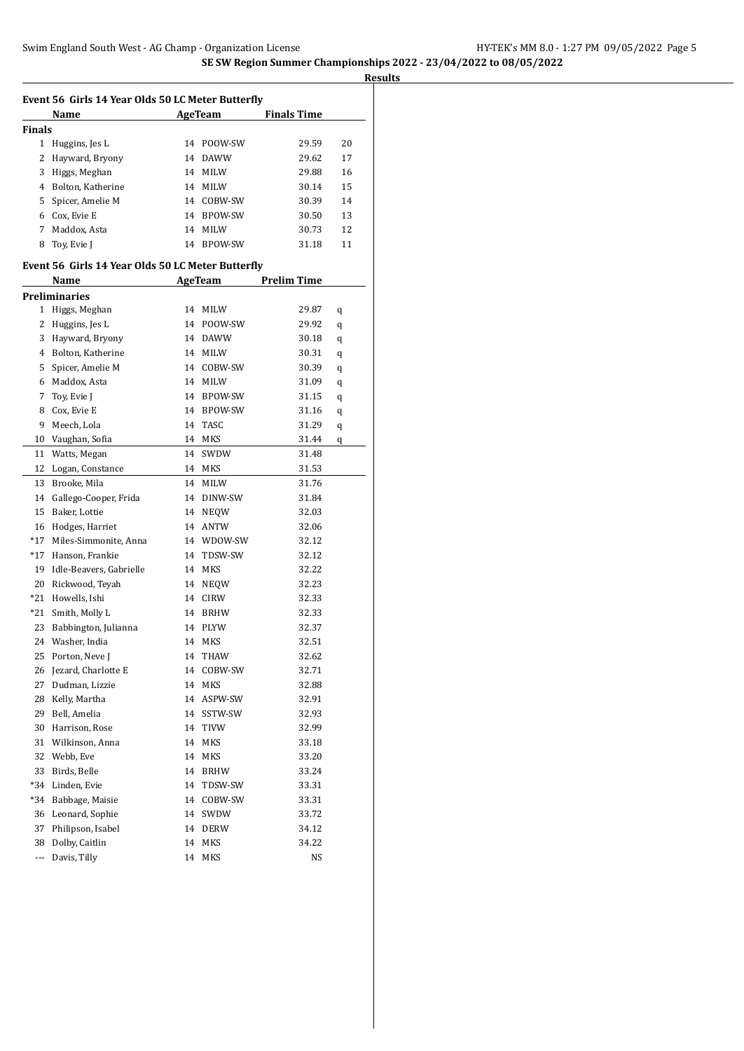## SE SW Region Summer Championships 2022 - 23/04/2022 to 08/05/2022

**Results**

### Event 56 Girls 14 Year Olds 50 LC Meter Butterfly

| | Name | Age | Team | Finals Time | |
|---|---|---|---|---|---|
| **Finals** | | | | | |
| 1 | Huggins, Jes L | 14 | POOW-SW | 29.59 | 20 |
| 2 | Hayward, Bryony | 14 | DAWW | 29.62 | 17 |
| 3 | Higgs, Meghan | 14 | MILW | 29.88 | 16 |
| 4 | Bolton, Katherine | 14 | MILW | 30.14 | 15 |
| 5 | Spicer, Amelie M | 14 | COBW-SW | 30.39 | 14 |
| 6 | Cox, Evie E | 14 | BPOW-SW | 30.50 | 13 |
| 7 | Maddox, Asta | 14 | MILW | 30.73 | 12 |
| 8 | Toy, Evie J | 14 | BPOW-SW | 31.18 | 11 |

### Event 56 Girls 14 Year Olds 50 LC Meter Butterfly

| | Name | Age | Team | Prelim Time | |
|---|---|---|---|---|---|
| **Preliminaries** | | | | | |
| 1 | Higgs, Meghan | 14 | MILW | 29.87 | q |
| 2 | Huggins, Jes L | 14 | POOW-SW | 29.92 | q |
| 3 | Hayward, Bryony | 14 | DAWW | 30.18 | q |
| 4 | Bolton, Katherine | 14 | MILW | 30.31 | q |
| 5 | Spicer, Amelie M | 14 | COBW-SW | 30.39 | q |
| 6 | Maddox, Asta | 14 | MILW | 31.09 | q |
| 7 | Toy, Evie J | 14 | BPOW-SW | 31.15 | q |
| 8 | Cox, Evie E | 14 | BPOW-SW | 31.16 | q |
| 9 | Meech, Lola | 14 | TASC | 31.29 | q |
| 10 | Vaughan, Sofia | 14 | MKS | 31.44 | q |
| 11 | Watts, Megan | 14 | SWDW | 31.48 | |
| 12 | Logan, Constance | 14 | MKS | 31.53 | |
| 13 | Brooke, Mila | 14 | MILW | 31.76 | |
| 14 | Gallego-Cooper, Frida | 14 | DINW-SW | 31.84 | |
| 15 | Baker, Lottie | 14 | NEQW | 32.03 | |
| 16 | Hodges, Harriet | 14 | ANTW | 32.06 | |
| *17 | Miles-Simmonite, Anna | 14 | WDOW-SW | 32.12 | |
| *17 | Hanson, Frankie | 14 | TDSW-SW | 32.12 | |
| 19 | Idle-Beavers, Gabrielle | 14 | MKS | 32.22 | |
| 20 | Rickwood, Teyah | 14 | NEQW | 32.23 | |
| *21 | Howells, Ishi | 14 | CIRW | 32.33 | |
| *21 | Smith, Molly L | 14 | BRHW | 32.33 | |
| 23 | Babbington, Julianna | 14 | PLYW | 32.37 | |
| 24 | Washer, India | 14 | MKS | 32.51 | |
| 25 | Porton, Neve J | 14 | THAW | 32.62 | |
| 26 | Jezard, Charlotte E | 14 | COBW-SW | 32.71 | |
| 27 | Dudman, Lizzie | 14 | MKS | 32.88 | |
| 28 | Kelly, Martha | 14 | ASPW-SW | 32.91 | |
| 29 | Bell, Amelia | 14 | SSTW-SW | 32.93 | |
| 30 | Harrison, Rose | 14 | TIVW | 32.99 | |
| 31 | Wilkinson, Anna | 14 | MKS | 33.18 | |
| 32 | Webb, Eve | 14 | MKS | 33.20 | |
| 33 | Birds, Belle | 14 | BRHW | 33.24 | |
| *34 | Linden, Evie | 14 | TDSW-SW | 33.31 | |
| *34 | Babbage, Maisie | 14 | COBW-SW | 33.31 | |
| 36 | Leonard, Sophie | 14 | SWDW | 33.72 | |
| 37 | Philipson, Isabel | 14 | DERW | 34.12 | |
| 38 | Dolby, Caitlin | 14 | MKS | 34.22 | |
| --- | Davis, Tilly | 14 | MKS | NS | |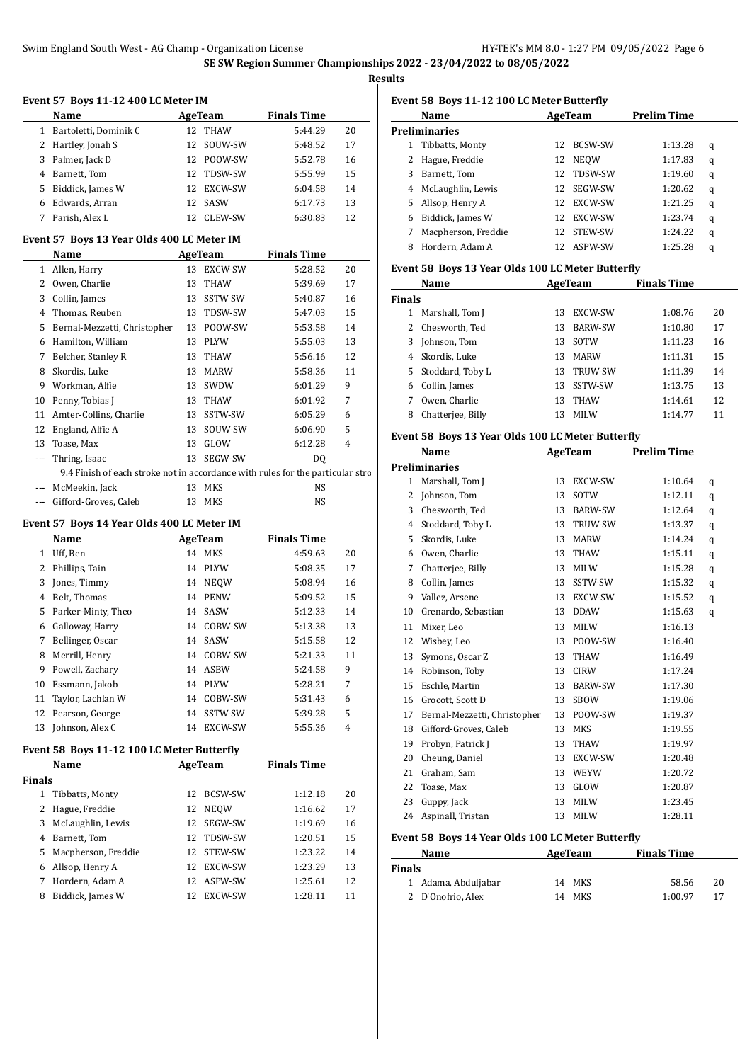## Results

### Event 57 Boys 11-12 400 LC Meter IM

| | Name | Age | Team | Finals Time | |
|---|---|---|---|---|---|
| 1 | Bartoletti, Dominik C | 12 | THAW | 5:44.29 | 20 |
| 2 | Hartley, Jonah S | 12 | SOUW-SW | 5:48.52 | 17 |
| 3 | Palmer, Jack D | 12 | POOW-SW | 5:52.78 | 16 |
| 4 | Barnett, Tom | 12 | TDSW-SW | 5:55.99 | 15 |
| 5 | Biddick, James W | 12 | EXCW-SW | 6:04.58 | 14 |
| 6 | Edwards, Arran | 12 | SASW | 6:17.73 | 13 |
| 7 | Parish, Alex L | 12 | CLEW-SW | 6:30.83 | 12 |

### Event 57 Boys 13 Year Olds 400 LC Meter IM

| | Name | Age | Team | Finals Time | |
|---|---|---|---|---|---|
| 1 | Allen, Harry | 13 | EXCW-SW | 5:28.52 | 20 |
| 2 | Owen, Charlie | 13 | THAW | 5:39.69 | 17 |
| 3 | Collin, James | 13 | SSTW-SW | 5:40.87 | 16 |
| 4 | Thomas, Reuben | 13 | TDSW-SW | 5:47.03 | 15 |
| 5 | Bernal-Mezzetti, Christopher | 13 | POOW-SW | 5:53.58 | 14 |
| 6 | Hamilton, William | 13 | PLYW | 5:55.03 | 13 |
| 7 | Belcher, Stanley R | 13 | THAW | 5:56.16 | 12 |
| 8 | Skordis, Luke | 13 | MARW | 5:58.36 | 11 |
| 9 | Workman, Alfie | 13 | SWDW | 6:01.29 | 9 |
| 10 | Penny, Tobias J | 13 | THAW | 6:01.92 | 7 |
| 11 | Amter-Collins, Charlie | 13 | SSTW-SW | 6:05.29 | 6 |
| 12 | England, Alfie A | 13 | SOUW-SW | 6:06.90 | 5 |
| 13 | Toase, Max | 13 | GLOW | 6:12.28 | 4 |
| --- | Thring, Isaac | 13 | SEGW-SW | DQ | |
| | 9.4 Finish of each stroke not in accordance with rules for the particular stro | | | | |
| --- | McMeekin, Jack | 13 | MKS | NS | |
| --- | Gifford-Groves, Caleb | 13 | MKS | NS | |

### Event 57 Boys 14 Year Olds 400 LC Meter IM

| | Name | Age | Team | Finals Time | |
|---|---|---|---|---|---|
| 1 | Uff, Ben | 14 | MKS | 4:59.63 | 20 |
| 2 | Phillips, Tain | 14 | PLYW | 5:08.35 | 17 |
| 3 | Jones, Timmy | 14 | NEQW | 5:08.94 | 16 |
| 4 | Belt, Thomas | 14 | PENW | 5:09.52 | 15 |
| 5 | Parker-Minty, Theo | 14 | SASW | 5:12.33 | 14 |
| 6 | Galloway, Harry | 14 | COBW-SW | 5:13.38 | 13 |
| 7 | Bellinger, Oscar | 14 | SASW | 5:15.58 | 12 |
| 8 | Merrill, Henry | 14 | COBW-SW | 5:21.33 | 11 |
| 9 | Powell, Zachary | 14 | ASBW | 5:24.58 | 9 |
| 10 | Essmann, Jakob | 14 | PLYW | 5:28.21 | 7 |
| 11 | Taylor, Lachlan W | 14 | COBW-SW | 5:31.43 | 6 |
| 12 | Pearson, George | 14 | SSTW-SW | 5:39.28 | 5 |
| 13 | Johnson, Alex C | 14 | EXCW-SW | 5:55.36 | 4 |

### Event 58 Boys 11-12 100 LC Meter Butterfly

| | Name | Age | Team | Finals Time | |
|---|---|---|---|---|---|
| **Finals** | | | | | |
| 1 | Tibbatts, Monty | 12 | BCSW-SW | 1:12.18 | 20 |
| 2 | Hague, Freddie | 12 | NEQW | 1:16.62 | 17 |
| 3 | McLaughlin, Lewis | 12 | SEGW-SW | 1:19.69 | 16 |
| 4 | Barnett, Tom | 12 | TDSW-SW | 1:20.51 | 15 |
| 5 | Macpherson, Freddie | 12 | STEW-SW | 1:23.22 | 14 |
| 6 | Allsop, Henry A | 12 | EXCW-SW | 1:23.29 | 13 |
| 7 | Hordern, Adam A | 12 | ASPW-SW | 1:25.61 | 12 |
| 8 | Biddick, James W | 12 | EXCW-SW | 1:28.11 | 11 |

### Event 58 Boys 11-12 100 LC Meter Butterfly

| | Name | Age | Team | Prelim Time | |
|---|---|---|---|---|---|
| **Preliminaries** | | | | | |
| 1 | Tibbatts, Monty | 12 | BCSW-SW | 1:13.28 | q |
| 2 | Hague, Freddie | 12 | NEQW | 1:17.83 | q |
| 3 | Barnett, Tom | 12 | TDSW-SW | 1:19.60 | q |
| 4 | McLaughlin, Lewis | 12 | SEGW-SW | 1:20.62 | q |
| 5 | Allsop, Henry A | 12 | EXCW-SW | 1:21.25 | q |
| 6 | Biddick, James W | 12 | EXCW-SW | 1:23.74 | q |
| 7 | Macpherson, Freddie | 12 | STEW-SW | 1:24.22 | q |
| 8 | Hordern, Adam A | 12 | ASPW-SW | 1:25.28 | q |

### Event 58 Boys 13 Year Olds 100 LC Meter Butterfly

| | Name | Age | Team | Finals Time | |
|---|---|---|---|---|---|
| **Finals** | | | | | |
| 1 | Marshall, Tom J | 13 | EXCW-SW | 1:08.76 | 20 |
| 2 | Chesworth, Ted | 13 | BARW-SW | 1:10.80 | 17 |
| 3 | Johnson, Tom | 13 | SOTW | 1:11.23 | 16 |
| 4 | Skordis, Luke | 13 | MARW | 1:11.31 | 15 |
| 5 | Stoddard, Toby L | 13 | TRUW-SW | 1:11.39 | 14 |
| 6 | Collin, James | 13 | SSTW-SW | 1:13.75 | 13 |
| 7 | Owen, Charlie | 13 | THAW | 1:14.61 | 12 |
| 8 | Chatterjee, Billy | 13 | MILW | 1:14.77 | 11 |

### Event 58 Boys 13 Year Olds 100 LC Meter Butterfly

| | Name | Age | Team | Prelim Time | |
|---|---|---|---|---|---|
| **Preliminaries** | | | | | |
| 1 | Marshall, Tom J | 13 | EXCW-SW | 1:10.64 | q |
| 2 | Johnson, Tom | 13 | SOTW | 1:12.11 | q |
| 3 | Chesworth, Ted | 13 | BARW-SW | 1:12.64 | q |
| 4 | Stoddard, Toby L | 13 | TRUW-SW | 1:13.37 | q |
| 5 | Skordis, Luke | 13 | MARW | 1:14.24 | q |
| 6 | Owen, Charlie | 13 | THAW | 1:15.11 | q |
| 7 | Chatterjee, Billy | 13 | MILW | 1:15.28 | q |
| 8 | Collin, James | 13 | SSTW-SW | 1:15.32 | q |
| 9 | Vallez, Arsene | 13 | EXCW-SW | 1:15.52 | q |
| 10 | Grenardo, Sebastian | 13 | DDAW | 1:15.63 | q |
| 11 | Mixer, Leo | 13 | MILW | 1:16.13 | |
| 12 | Wisbey, Leo | 13 | POOW-SW | 1:16.40 | |
| 13 | Symons, Oscar Z | 13 | THAW | 1:16.49 | |
| 14 | Robinson, Toby | 13 | CIRW | 1:17.24 | |
| 15 | Eschle, Martin | 13 | BARW-SW | 1:17.30 | |
| 16 | Grocott, Scott D | 13 | SBOW | 1:19.06 | |
| 17 | Bernal-Mezzetti, Christopher | 13 | POOW-SW | 1:19.37 | |
| 18 | Gifford-Groves, Caleb | 13 | MKS | 1:19.55 | |
| 19 | Probyn, Patrick J | 13 | THAW | 1:19.97 | |
| 20 | Cheung, Daniel | 13 | EXCW-SW | 1:20.48 | |
| 21 | Graham, Sam | 13 | WEYW | 1:20.72 | |
| 22 | Toase, Max | 13 | GLOW | 1:20.87 | |
| 23 | Guppy, Jack | 13 | MILW | 1:23.45 | |
| 24 | Aspinall, Tristan | 13 | MILW | 1:28.11 | |

### Event 58 Boys 14 Year Olds 100 LC Meter Butterfly

| | Name | Age | Team | Finals Time | |
|---|---|---|---|---|---|
| **Finals** | | | | | |
| 1 | Adama, Abduljabar | 14 | MKS | 58.56 | 20 |
| 2 | D'Onofrio, Alex | 14 | MKS | 1:00.97 | 17 |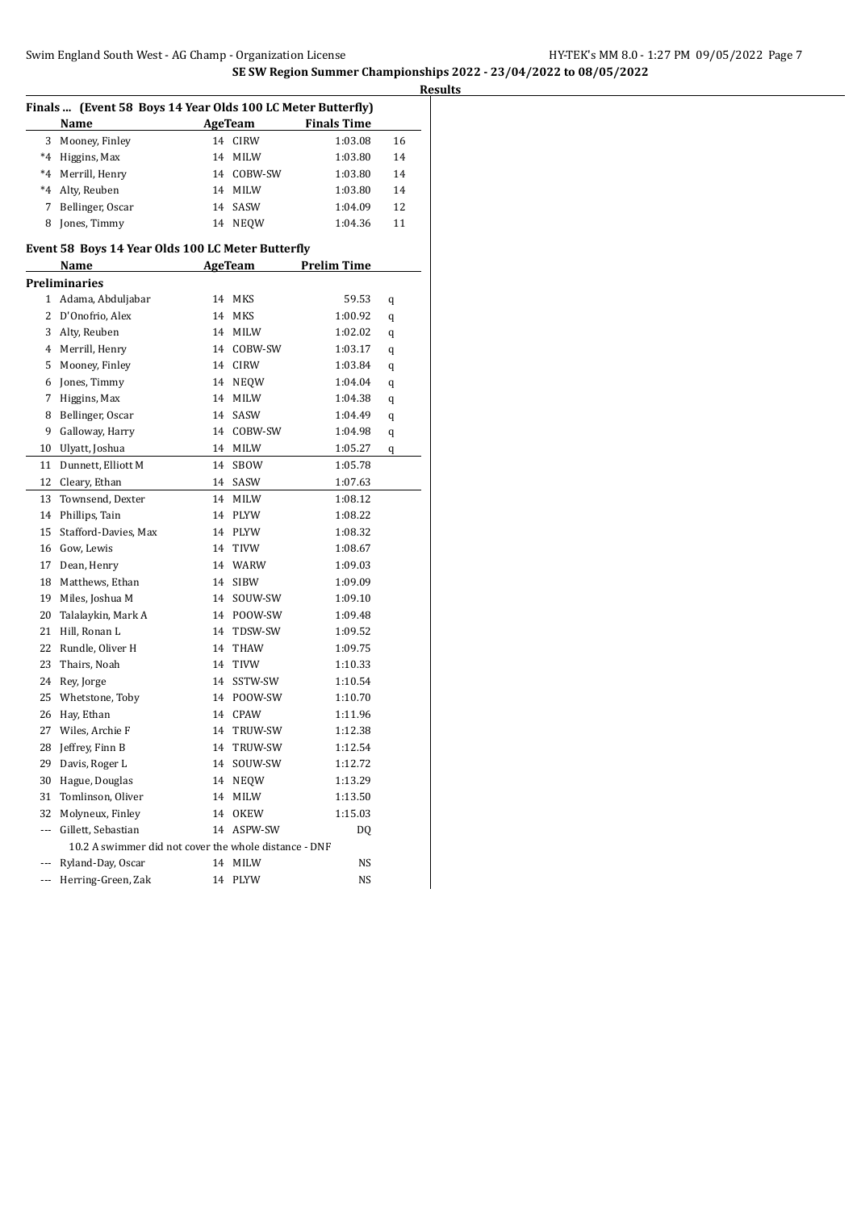**SE SW Region Summer Championships 2022 - 23/04/2022 to 08/05/2022**

**Results**

### Finals ... (Event 58 Boys 14 Year Olds 100 LC Meter Butterfly)

| | Name | Age | Team | Finals Time | |
|---|---|---|---|---|---|
| 3 | Mooney, Finley | 14 | CIRW | 1:03.08 | 16 |
| *4 | Higgins, Max | 14 | MILW | 1:03.80 | 14 |
| *4 | Merrill, Henry | 14 | COBW-SW | 1:03.80 | 14 |
| *4 | Alty, Reuben | 14 | MILW | 1:03.80 | 14 |
| 7 | Bellinger, Oscar | 14 | SASW | 1:04.09 | 12 |
| 8 | Jones, Timmy | 14 | NEQW | 1:04.36 | 11 |

### Event 58 Boys 14 Year Olds 100 LC Meter Butterfly

**Preliminaries**

| | Name | Age | Team | Prelim Time | |
|---|---|---|---|---|---|
| 1 | Adama, Abduljabar | 14 | MKS | 59.53 | q |
| 2 | D'Onofrio, Alex | 14 | MKS | 1:00.92 | q |
| 3 | Alty, Reuben | 14 | MILW | 1:02.02 | q |
| 4 | Merrill, Henry | 14 | COBW-SW | 1:03.17 | q |
| 5 | Mooney, Finley | 14 | CIRW | 1:03.84 | q |
| 6 | Jones, Timmy | 14 | NEQW | 1:04.04 | q |
| 7 | Higgins, Max | 14 | MILW | 1:04.38 | q |
| 8 | Bellinger, Oscar | 14 | SASW | 1:04.49 | q |
| 9 | Galloway, Harry | 14 | COBW-SW | 1:04.98 | q |
| 10 | Ulyatt, Joshua | 14 | MILW | 1:05.27 | q |
| 11 | Dunnett, Elliott M | 14 | SBOW | 1:05.78 | |
| 12 | Cleary, Ethan | 14 | SASW | 1:07.63 | |
| 13 | Townsend, Dexter | 14 | MILW | 1:08.12 | |
| 14 | Phillips, Tain | 14 | PLYW | 1:08.22 | |
| 15 | Stafford-Davies, Max | 14 | PLYW | 1:08.32 | |
| 16 | Gow, Lewis | 14 | TIVW | 1:08.67 | |
| 17 | Dean, Henry | 14 | WARW | 1:09.03 | |
| 18 | Matthews, Ethan | 14 | SIBW | 1:09.09 | |
| 19 | Miles, Joshua M | 14 | SOUW-SW | 1:09.10 | |
| 20 | Talalaykin, Mark A | 14 | POOW-SW | 1:09.48 | |
| 21 | Hill, Ronan L | 14 | TDSW-SW | 1:09.52 | |
| 22 | Rundle, Oliver H | 14 | THAW | 1:09.75 | |
| 23 | Thairs, Noah | 14 | TIVW | 1:10.33 | |
| 24 | Rey, Jorge | 14 | SSTW-SW | 1:10.54 | |
| 25 | Whetstone, Toby | 14 | POOW-SW | 1:10.70 | |
| 26 | Hay, Ethan | 14 | CPAW | 1:11.96 | |
| 27 | Wiles, Archie F | 14 | TRUW-SW | 1:12.38 | |
| 28 | Jeffrey, Finn B | 14 | TRUW-SW | 1:12.54 | |
| 29 | Davis, Roger L | 14 | SOUW-SW | 1:12.72 | |
| 30 | Hague, Douglas | 14 | NEQW | 1:13.29 | |
| 31 | Tomlinson, Oliver | 14 | MILW | 1:13.50 | |
| 32 | Molyneux, Finley | 14 | OKEW | 1:15.03 | |
| --- | Gillett, Sebastian | 14 | ASPW-SW | DQ | |
| | 10.2 A swimmer did not cover the whole distance - DNF | | | | |
| --- | Ryland-Day, Oscar | 14 | MILW | NS | |
| --- | Herring-Green, Zak | 14 | PLYW | NS | |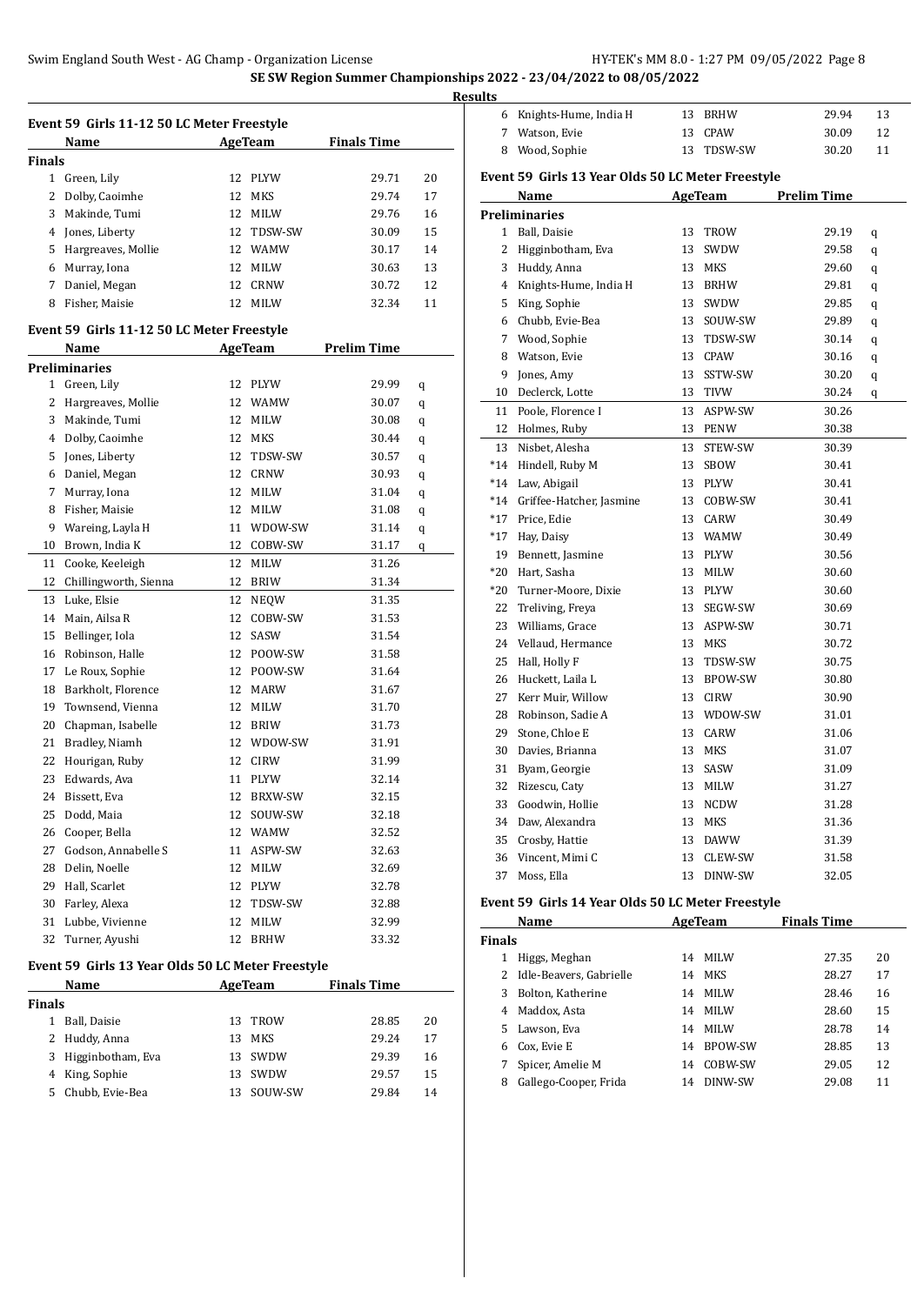# SE SW Region Summer Championships 2022 - 23/04/2022 to 08/05/2022

## Results

### Event 59 Girls 11-12 50 LC Meter Freestyle

| | Name | Age | Team | Finals Time | |
|---|---|---|---|---|---|
| **Finals** | | | | | |
| 1 | Green, Lily | 12 | PLYW | 29.71 | 20 |
| 2 | Dolby, Caoimhe | 12 | MKS | 29.74 | 17 |
| 3 | Makinde, Tumi | 12 | MILW | 29.76 | 16 |
| 4 | Jones, Liberty | 12 | TDSW-SW | 30.09 | 15 |
| 5 | Hargreaves, Mollie | 12 | WAMW | 30.17 | 14 |
| 6 | Murray, Iona | 12 | MILW | 30.63 | 13 |
| 7 | Daniel, Megan | 12 | CRNW | 30.72 | 12 |
| 8 | Fisher, Maisie | 12 | MILW | 32.34 | 11 |

### Event 59 Girls 11-12 50 LC Meter Freestyle

| | Name | Age | Team | Prelim Time | |
|---|---|---|---|---|---|
| **Preliminaries** | | | | | |
| 1 | Green, Lily | 12 | PLYW | 29.99 | q |
| 2 | Hargreaves, Mollie | 12 | WAMW | 30.07 | q |
| 3 | Makinde, Tumi | 12 | MILW | 30.08 | q |
| 4 | Dolby, Caoimhe | 12 | MKS | 30.44 | q |
| 5 | Jones, Liberty | 12 | TDSW-SW | 30.57 | q |
| 6 | Daniel, Megan | 12 | CRNW | 30.93 | q |
| 7 | Murray, Iona | 12 | MILW | 31.04 | q |
| 8 | Fisher, Maisie | 12 | MILW | 31.08 | q |
| 9 | Wareing, Layla H | 11 | WDOW-SW | 31.14 | q |
| 10 | Brown, India K | 12 | COBW-SW | 31.17 | q |
| 11 | Cooke, Keeleigh | 12 | MILW | 31.26 | |
| 12 | Chillingworth, Sienna | 12 | BRIW | 31.34 | |
| 13 | Luke, Elsie | 12 | NEQW | 31.35 | |
| 14 | Main, Ailsa R | 12 | COBW-SW | 31.53 | |
| 15 | Bellinger, Iola | 12 | SASW | 31.54 | |
| 16 | Robinson, Halle | 12 | POOW-SW | 31.58 | |
| 17 | Le Roux, Sophie | 12 | POOW-SW | 31.64 | |
| 18 | Barkholt, Florence | 12 | MARW | 31.67 | |
| 19 | Townsend, Vienna | 12 | MILW | 31.70 | |
| 20 | Chapman, Isabelle | 12 | BRIW | 31.73 | |
| 21 | Bradley, Niamh | 12 | WDOW-SW | 31.91 | |
| 22 | Hourigan, Ruby | 12 | CIRW | 31.99 | |
| 23 | Edwards, Ava | 11 | PLYW | 32.14 | |
| 24 | Bissett, Eva | 12 | BRXW-SW | 32.15 | |
| 25 | Dodd, Maia | 12 | SOUW-SW | 32.18 | |
| 26 | Cooper, Bella | 12 | WAMW | 32.52 | |
| 27 | Godson, Annabelle S | 11 | ASPW-SW | 32.63 | |
| 28 | Delin, Noelle | 12 | MILW | 32.69 | |
| 29 | Hall, Scarlet | 12 | PLYW | 32.78 | |
| 30 | Farley, Alexa | 12 | TDSW-SW | 32.88 | |
| 31 | Lubbe, Vivienne | 12 | MILW | 32.99 | |
| 32 | Turner, Ayushi | 12 | BRHW | 33.32 | |

### Event 59 Girls 13 Year Olds 50 LC Meter Freestyle

| | Name | Age | Team | Finals Time | |
|---|---|---|---|---|---|
| **Finals** | | | | | |
| 1 | Ball, Daisie | 13 | TROW | 28.85 | 20 |
| 2 | Huddy, Anna | 13 | MKS | 29.24 | 17 |
| 3 | Higginbotham, Eva | 13 | SWDW | 29.39 | 16 |
| 4 | King, Sophie | 13 | SWDW | 29.57 | 15 |
| 5 | Chubb, Evie-Bea | 13 | SOUW-SW | 29.84 | 14 |
| 6 | Knights-Hume, India H | 13 | BRHW | 29.94 | 13 |
| 7 | Watson, Evie | 13 | CPAW | 30.09 | 12 |
| 8 | Wood, Sophie | 13 | TDSW-SW | 30.20 | 11 |

### Event 59 Girls 13 Year Olds 50 LC Meter Freestyle

| | Name | Age | Team | Prelim Time | |
|---|---|---|---|---|---|
| **Preliminaries** | | | | | |
| 1 | Ball, Daisie | 13 | TROW | 29.19 | q |
| 2 | Higginbotham, Eva | 13 | SWDW | 29.58 | q |
| 3 | Huddy, Anna | 13 | MKS | 29.60 | q |
| 4 | Knights-Hume, India H | 13 | BRHW | 29.81 | q |
| 5 | King, Sophie | 13 | SWDW | 29.85 | q |
| 6 | Chubb, Evie-Bea | 13 | SOUW-SW | 29.89 | q |
| 7 | Wood, Sophie | 13 | TDSW-SW | 30.14 | q |
| 8 | Watson, Evie | 13 | CPAW | 30.16 | q |
| 9 | Jones, Amy | 13 | SSTW-SW | 30.20 | q |
| 10 | Declerck, Lotte | 13 | TIVW | 30.24 | q |
| 11 | Poole, Florence I | 13 | ASPW-SW | 30.26 | |
| 12 | Holmes, Ruby | 13 | PENW | 30.38 | |
| 13 | Nisbet, Alesha | 13 | STEW-SW | 30.39 | |
| *14 | Hindell, Ruby M | 13 | SBOW | 30.41 | |
| *14 | Law, Abigail | 13 | PLYW | 30.41 | |
| *14 | Griffee-Hatcher, Jasmine | 13 | COBW-SW | 30.41 | |
| *17 | Price, Edie | 13 | CARW | 30.49 | |
| *17 | Hay, Daisy | 13 | WAMW | 30.49 | |
| 19 | Bennett, Jasmine | 13 | PLYW | 30.56 | |
| *20 | Hart, Sasha | 13 | MILW | 30.60 | |
| *20 | Turner-Moore, Dixie | 13 | PLYW | 30.60 | |
| 22 | Treliving, Freya | 13 | SEGW-SW | 30.69 | |
| 23 | Williams, Grace | 13 | ASPW-SW | 30.71 | |
| 24 | Vellaud, Hermance | 13 | MKS | 30.72 | |
| 25 | Hall, Holly F | 13 | TDSW-SW | 30.75 | |
| 26 | Huckett, Laila L | 13 | BPOW-SW | 30.80 | |
| 27 | Kerr Muir, Willow | 13 | CIRW | 30.90 | |
| 28 | Robinson, Sadie A | 13 | WDOW-SW | 31.01 | |
| 29 | Stone, Chloe E | 13 | CARW | 31.06 | |
| 30 | Davies, Brianna | 13 | MKS | 31.07 | |
| 31 | Byam, Georgie | 13 | SASW | 31.09 | |
| 32 | Rizescu, Caty | 13 | MILW | 31.27 | |
| 33 | Goodwin, Hollie | 13 | NCDW | 31.28 | |
| 34 | Daw, Alexandra | 13 | MKS | 31.36 | |
| 35 | Crosby, Hattie | 13 | DAWW | 31.39 | |
| 36 | Vincent, Mimi C | 13 | CLEW-SW | 31.58 | |
| 37 | Moss, Ella | 13 | DINW-SW | 32.05 | |

### Event 59 Girls 14 Year Olds 50 LC Meter Freestyle

| | Name | Age | Team | Finals Time | |
|---|---|---|---|---|---|
| **Finals** | | | | | |
| 1 | Higgs, Meghan | 14 | MILW | 27.35 | 20 |
| 2 | Idle-Beavers, Gabrielle | 14 | MKS | 28.27 | 17 |
| 3 | Bolton, Katherine | 14 | MILW | 28.46 | 16 |
| 4 | Maddox, Asta | 14 | MILW | 28.60 | 15 |
| 5 | Lawson, Eva | 14 | MILW | 28.78 | 14 |
| 6 | Cox, Evie E | 14 | BPOW-SW | 28.85 | 13 |
| 7 | Spicer, Amelie M | 14 | COBW-SW | 29.05 | 12 |
| 8 | Gallego-Cooper, Frida | 14 | DINW-SW | 29.08 | 11 |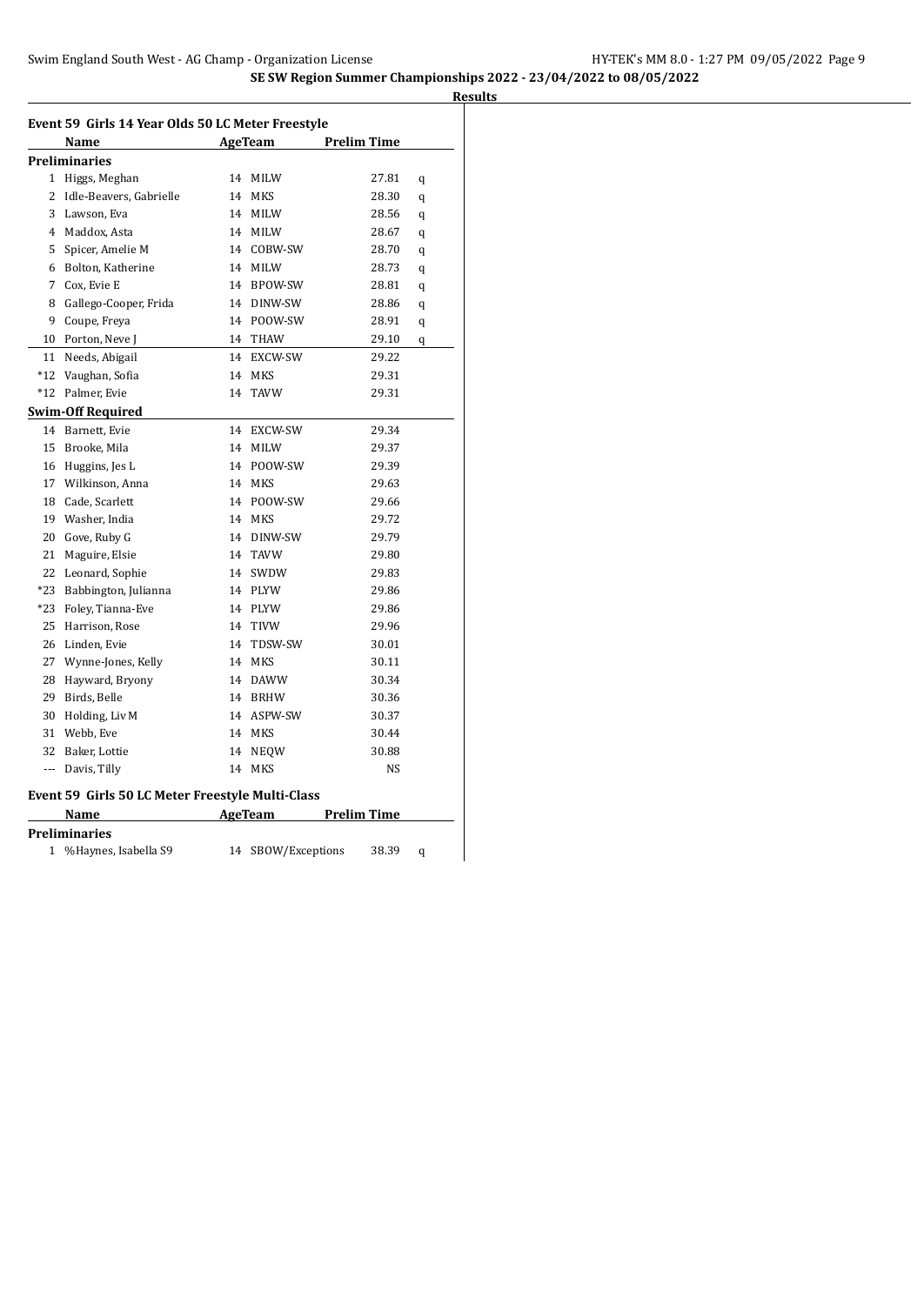SE SW Region Summer Championships 2022 - 23/04/2022 to 08/05/2022

**Results**

### Event 59 Girls 14 Year Olds 50 LC Meter Freestyle

| | Name | Age | Team | Prelim Time | |
|---|---|---|---|---|---|
| **Preliminaries** | | | | | |
| 1 | Higgs, Meghan | 14 | MILW | 27.81 | q |
| 2 | Idle-Beavers, Gabrielle | 14 | MKS | 28.30 | q |
| 3 | Lawson, Eva | 14 | MILW | 28.56 | q |
| 4 | Maddox, Asta | 14 | MILW | 28.67 | q |
| 5 | Spicer, Amelie M | 14 | COBW-SW | 28.70 | q |
| 6 | Bolton, Katherine | 14 | MILW | 28.73 | q |
| 7 | Cox, Evie E | 14 | BPOW-SW | 28.81 | q |
| 8 | Gallego-Cooper, Frida | 14 | DINW-SW | 28.86 | q |
| 9 | Coupe, Freya | 14 | POOW-SW | 28.91 | q |
| 10 | Porton, Neve J | 14 | THAW | 29.10 | q |
| 11 | Needs, Abigail | 14 | EXCW-SW | 29.22 | |
| *12 | Vaughan, Sofia | 14 | MKS | 29.31 | |
| *12 | Palmer, Evie | 14 | TAVW | 29.31 | |
| **Swim-Off Required** | | | | | |
| 14 | Barnett, Evie | 14 | EXCW-SW | 29.34 | |
| 15 | Brooke, Mila | 14 | MILW | 29.37 | |
| 16 | Huggins, Jes L | 14 | POOW-SW | 29.39 | |
| 17 | Wilkinson, Anna | 14 | MKS | 29.63 | |
| 18 | Cade, Scarlett | 14 | POOW-SW | 29.66 | |
| 19 | Washer, India | 14 | MKS | 29.72 | |
| 20 | Gove, Ruby G | 14 | DINW-SW | 29.79 | |
| 21 | Maguire, Elsie | 14 | TAVW | 29.80 | |
| 22 | Leonard, Sophie | 14 | SWDW | 29.83 | |
| *23 | Babbington, Julianna | 14 | PLYW | 29.86 | |
| *23 | Foley, Tianna-Eve | 14 | PLYW | 29.86 | |
| 25 | Harrison, Rose | 14 | TIVW | 29.96 | |
| 26 | Linden, Evie | 14 | TDSW-SW | 30.01 | |
| 27 | Wynne-Jones, Kelly | 14 | MKS | 30.11 | |
| 28 | Hayward, Bryony | 14 | DAWW | 30.34 | |
| 29 | Birds, Belle | 14 | BRHW | 30.36 | |
| 30 | Holding, Liv M | 14 | ASPW-SW | 30.37 | |
| 31 | Webb, Eve | 14 | MKS | 30.44 | |
| 32 | Baker, Lottie | 14 | NEQW | 30.88 | |
| --- | Davis, Tilly | 14 | MKS | NS | |

### Event 59 Girls 50 LC Meter Freestyle Multi-Class

| | Name | Age | Team | Prelim Time | |
|---|---|---|---|---|---|
| **Preliminaries** | | | | | |
| 1 | %Haynes, Isabella S9 | 14 | SBOW/Exceptions | 38.39 | q |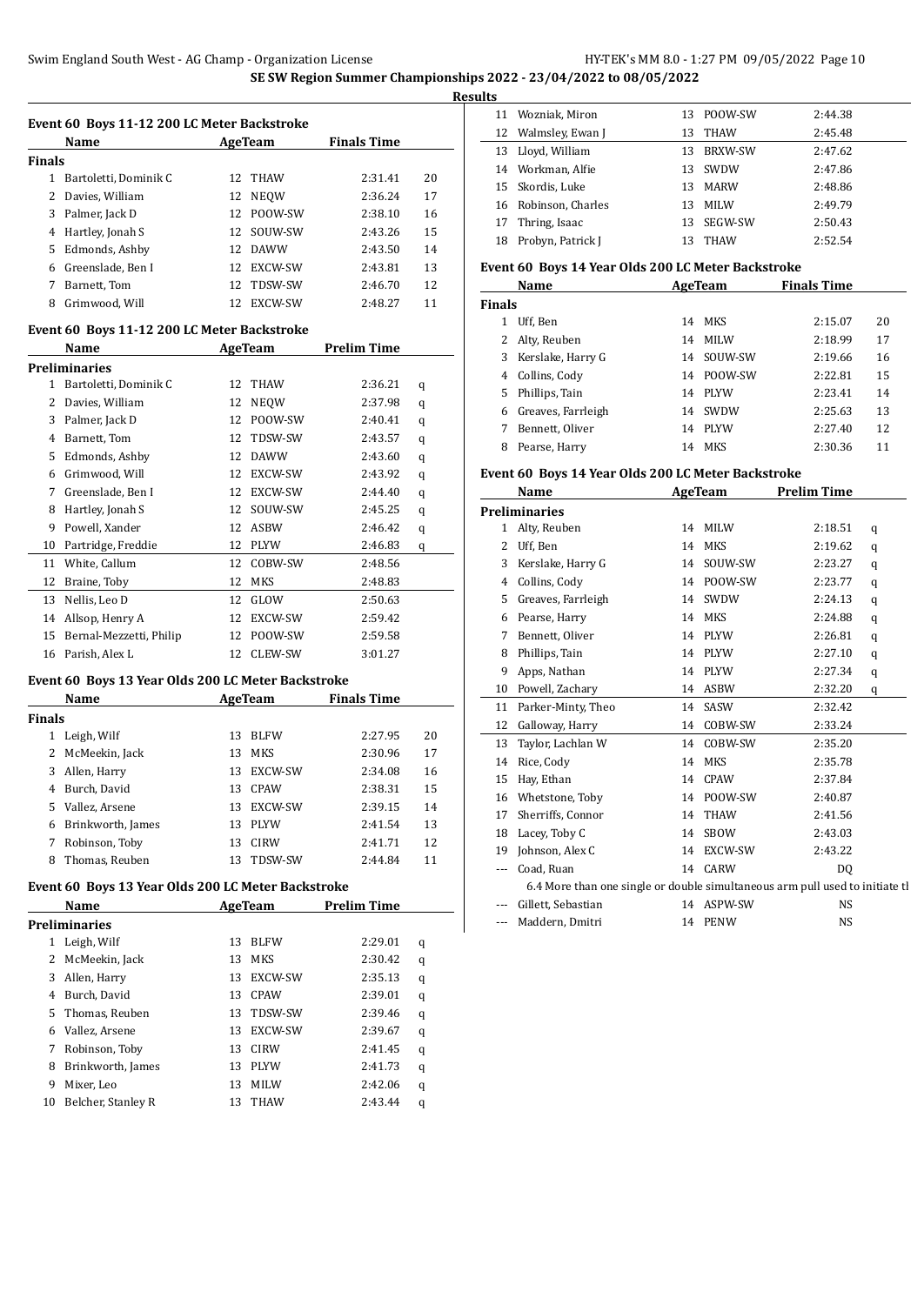## SE SW Region Summer Championships 2022 - 23/04/2022 to 08/05/2022

### Results

#### Event 60 Boys 11-12 200 LC Meter Backstroke

| | Name | Age | Team | Finals Time | Points |
|---|---|---|---|---|---|
| **Finals** | | | | | |
| 1 | Bartoletti, Dominik C | 12 | THAW | 2:31.41 | 20 |
| 2 | Davies, William | 12 | NEQW | 2:36.24 | 17 |
| 3 | Palmer, Jack D | 12 | POOW-SW | 2:38.10 | 16 |
| 4 | Hartley, Jonah S | 12 | SOUW-SW | 2:43.26 | 15 |
| 5 | Edmonds, Ashby | 12 | DAWW | 2:43.50 | 14 |
| 6 | Greenslade, Ben I | 12 | EXCW-SW | 2:43.81 | 13 |
| 7 | Barnett, Tom | 12 | TDSW-SW | 2:46.70 | 12 |
| 8 | Grimwood, Will | 12 | EXCW-SW | 2:48.27 | 11 |

#### Event 60 Boys 11-12 200 LC Meter Backstroke

| | Name | Age | Team | Prelim Time | |
|---|---|---|---|---|---|
| **Preliminaries** | | | | | |
| 1 | Bartoletti, Dominik C | 12 | THAW | 2:36.21 | q |
| 2 | Davies, William | 12 | NEQW | 2:37.98 | q |
| 3 | Palmer, Jack D | 12 | POOW-SW | 2:40.41 | q |
| 4 | Barnett, Tom | 12 | TDSW-SW | 2:43.57 | q |
| 5 | Edmonds, Ashby | 12 | DAWW | 2:43.60 | q |
| 6 | Grimwood, Will | 12 | EXCW-SW | 2:43.92 | q |
| 7 | Greenslade, Ben I | 12 | EXCW-SW | 2:44.40 | q |
| 8 | Hartley, Jonah S | 12 | SOUW-SW | 2:45.25 | q |
| 9 | Powell, Xander | 12 | ASBW | 2:46.42 | q |
| 10 | Partridge, Freddie | 12 | PLYW | 2:46.83 | q |
| 11 | White, Callum | 12 | COBW-SW | 2:48.56 | |
| 12 | Braine, Toby | 12 | MKS | 2:48.83 | |
| 13 | Nellis, Leo D | 12 | GLOW | 2:50.63 | |
| 14 | Allsop, Henry A | 12 | EXCW-SW | 2:59.42 | |
| 15 | Bernal-Mezzetti, Philip | 12 | POOW-SW | 2:59.58 | |
| 16 | Parish, Alex L | 12 | CLEW-SW | 3:01.27 | |

#### Event 60 Boys 13 Year Olds 200 LC Meter Backstroke

| | Name | Age | Team | Finals Time | Points |
|---|---|---|---|---|---|
| **Finals** | | | | | |
| 1 | Leigh, Wilf | 13 | BLFW | 2:27.95 | 20 |
| 2 | McMeekin, Jack | 13 | MKS | 2:30.96 | 17 |
| 3 | Allen, Harry | 13 | EXCW-SW | 2:34.08 | 16 |
| 4 | Burch, David | 13 | CPAW | 2:38.31 | 15 |
| 5 | Vallez, Arsene | 13 | EXCW-SW | 2:39.15 | 14 |
| 6 | Brinkworth, James | 13 | PLYW | 2:41.54 | 13 |
| 7 | Robinson, Toby | 13 | CIRW | 2:41.71 | 12 |
| 8 | Thomas, Reuben | 13 | TDSW-SW | 2:44.84 | 11 |

#### Event 60 Boys 13 Year Olds 200 LC Meter Backstroke

| | Name | Age | Team | Prelim Time | |
|---|---|---|---|---|---|
| **Preliminaries** | | | | | |
| 1 | Leigh, Wilf | 13 | BLFW | 2:29.01 | q |
| 2 | McMeekin, Jack | 13 | MKS | 2:30.42 | q |
| 3 | Allen, Harry | 13 | EXCW-SW | 2:35.13 | q |
| 4 | Burch, David | 13 | CPAW | 2:39.01 | q |
| 5 | Thomas, Reuben | 13 | TDSW-SW | 2:39.46 | q |
| 6 | Vallez, Arsene | 13 | EXCW-SW | 2:39.67 | q |
| 7 | Robinson, Toby | 13 | CIRW | 2:41.45 | q |
| 8 | Brinkworth, James | 13 | PLYW | 2:41.73 | q |
| 9 | Mixer, Leo | 13 | MILW | 2:42.06 | q |
| 10 | Belcher, Stanley R | 13 | THAW | 2:43.44 | q |
| 11 | Wozniak, Miron | 13 | POOW-SW | 2:44.38 | |
| 12 | Walmsley, Ewan J | 13 | THAW | 2:45.48 | |
| 13 | Lloyd, William | 13 | BRXW-SW | 2:47.62 | |
| 14 | Workman, Alfie | 13 | SWDW | 2:47.86 | |
| 15 | Skordis, Luke | 13 | MARW | 2:48.86 | |
| 16 | Robinson, Charles | 13 | MILW | 2:49.79 | |
| 17 | Thring, Isaac | 13 | SEGW-SW | 2:50.43 | |
| 18 | Probyn, Patrick J | 13 | THAW | 2:52.54 | |

#### Event 60 Boys 14 Year Olds 200 LC Meter Backstroke

| | Name | Age | Team | Finals Time | Points |
|---|---|---|---|---|---|
| **Finals** | | | | | |
| 1 | Uff, Ben | 14 | MKS | 2:15.07 | 20 |
| 2 | Alty, Reuben | 14 | MILW | 2:18.99 | 17 |
| 3 | Kerslake, Harry G | 14 | SOUW-SW | 2:19.66 | 16 |
| 4 | Collins, Cody | 14 | POOW-SW | 2:22.81 | 15 |
| 5 | Phillips, Tain | 14 | PLYW | 2:23.41 | 14 |
| 6 | Greaves, Farrleigh | 14 | SWDW | 2:25.63 | 13 |
| 7 | Bennett, Oliver | 14 | PLYW | 2:27.40 | 12 |
| 8 | Pearse, Harry | 14 | MKS | 2:30.36 | 11 |

#### Event 60 Boys 14 Year Olds 200 LC Meter Backstroke

| | Name | Age | Team | Prelim Time | |
|---|---|---|---|---|---|
| **Preliminaries** | | | | | |
| 1 | Alty, Reuben | 14 | MILW | 2:18.51 | q |
| 2 | Uff, Ben | 14 | MKS | 2:19.62 | q |
| 3 | Kerslake, Harry G | 14 | SOUW-SW | 2:23.27 | q |
| 4 | Collins, Cody | 14 | POOW-SW | 2:23.77 | q |
| 5 | Greaves, Farrleigh | 14 | SWDW | 2:24.13 | q |
| 6 | Pearse, Harry | 14 | MKS | 2:24.88 | q |
| 7 | Bennett, Oliver | 14 | PLYW | 2:26.81 | q |
| 8 | Phillips, Tain | 14 | PLYW | 2:27.10 | q |
| 9 | Apps, Nathan | 14 | PLYW | 2:27.34 | q |
| 10 | Powell, Zachary | 14 | ASBW | 2:32.20 | q |
| 11 | Parker-Minty, Theo | 14 | SASW | 2:32.42 | |
| 12 | Galloway, Harry | 14 | COBW-SW | 2:33.24 | |
| 13 | Taylor, Lachlan W | 14 | COBW-SW | 2:35.20 | |
| 14 | Rice, Cody | 14 | MKS | 2:35.78 | |
| 15 | Hay, Ethan | 14 | CPAW | 2:37.84 | |
| 16 | Whetstone, Toby | 14 | POOW-SW | 2:40.87 | |
| 17 | Sherriffs, Connor | 14 | THAW | 2:41.56 | |
| 18 | Lacey, Toby C | 14 | SBOW | 2:43.03 | |
| 19 | Johnson, Alex C | 14 | EXCW-SW | 2:43.22 | |
| --- | Coad, Ruan | 14 | CARW | DQ | |
| | 6.4 More than one single or double simultaneous arm pull used to initiate tl | | | | |
| --- | Gillett, Sebastian | 14 | ASPW-SW | NS | |
| --- | Maddern, Dmitri | 14 | PENW | NS | |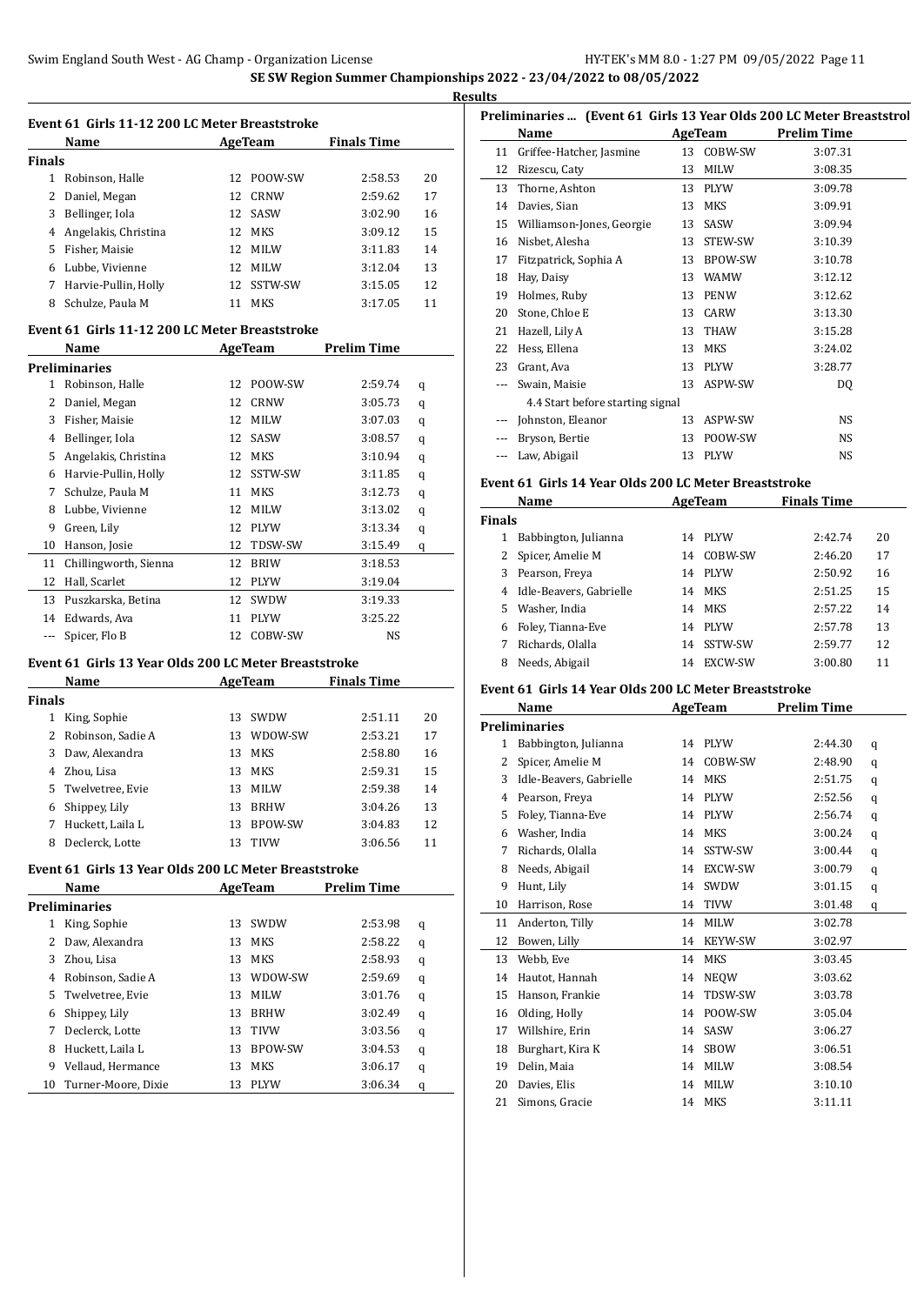**SE SW Region Summer Championships 2022 - 23/04/2022 to 08/05/2022**

**Results**

### Event 61 Girls 11-12 200 LC Meter Breaststroke

| | Name | Age | Team | Finals Time | Points |
|---|---|---|---|---|---|
| **Finals** | | | | | |
| 1 | Robinson, Halle | 12 | POOW-SW | 2:58.53 | 20 |
| 2 | Daniel, Megan | 12 | CRNW | 2:59.62 | 17 |
| 3 | Bellinger, Iola | 12 | SASW | 3:02.90 | 16 |
| 4 | Angelakis, Christina | 12 | MKS | 3:09.12 | 15 |
| 5 | Fisher, Maisie | 12 | MILW | 3:11.83 | 14 |
| 6 | Lubbe, Vivienne | 12 | MILW | 3:12.04 | 13 |
| 7 | Harvie-Pullin, Holly | 12 | SSTW-SW | 3:15.05 | 12 |
| 8 | Schulze, Paula M | 11 | MKS | 3:17.05 | 11 |

### Event 61 Girls 11-12 200 LC Meter Breaststroke

| | Name | Age | Team | Prelim Time | |
|---|---|---|---|---|---|
| **Preliminaries** | | | | | |
| 1 | Robinson, Halle | 12 | POOW-SW | 2:59.74 | q |
| 2 | Daniel, Megan | 12 | CRNW | 3:05.73 | q |
| 3 | Fisher, Maisie | 12 | MILW | 3:07.03 | q |
| 4 | Bellinger, Iola | 12 | SASW | 3:08.57 | q |
| 5 | Angelakis, Christina | 12 | MKS | 3:10.94 | q |
| 6 | Harvie-Pullin, Holly | 12 | SSTW-SW | 3:11.85 | q |
| 7 | Schulze, Paula M | 11 | MKS | 3:12.73 | q |
| 8 | Lubbe, Vivienne | 12 | MILW | 3:13.02 | q |
| 9 | Green, Lily | 12 | PLYW | 3:13.34 | q |
| 10 | Hanson, Josie | 12 | TDSW-SW | 3:15.49 | q |
| 11 | Chillingworth, Sienna | 12 | BRIW | 3:18.53 | |
| 12 | Hall, Scarlet | 12 | PLYW | 3:19.04 | |
| 13 | Puszkarska, Betina | 12 | SWDW | 3:19.33 | |
| 14 | Edwards, Ava | 11 | PLYW | 3:25.22 | |
| --- | Spicer, Flo B | 12 | COBW-SW | NS | |

### Event 61 Girls 13 Year Olds 200 LC Meter Breaststroke

| | Name | Age | Team | Finals Time | Points |
|---|---|---|---|---|---|
| **Finals** | | | | | |
| 1 | King, Sophie | 13 | SWDW | 2:51.11 | 20 |
| 2 | Robinson, Sadie A | 13 | WDOW-SW | 2:53.21 | 17 |
| 3 | Daw, Alexandra | 13 | MKS | 2:58.80 | 16 |
| 4 | Zhou, Lisa | 13 | MKS | 2:59.31 | 15 |
| 5 | Twelvetree, Evie | 13 | MILW | 2:59.38 | 14 |
| 6 | Shippey, Lily | 13 | BRHW | 3:04.26 | 13 |
| 7 | Huckett, Laila L | 13 | BPOW-SW | 3:04.83 | 12 |
| 8 | Declerck, Lotte | 13 | TIVW | 3:06.56 | 11 |

### Event 61 Girls 13 Year Olds 200 LC Meter Breaststroke

| | Name | Age | Team | Prelim Time | |
|---|---|---|---|---|---|
| **Preliminaries** | | | | | |
| 1 | King, Sophie | 13 | SWDW | 2:53.98 | q |
| 2 | Daw, Alexandra | 13 | MKS | 2:58.22 | q |
| 3 | Zhou, Lisa | 13 | MKS | 2:58.93 | q |
| 4 | Robinson, Sadie A | 13 | WDOW-SW | 2:59.69 | q |
| 5 | Twelvetree, Evie | 13 | MILW | 3:01.76 | q |
| 6 | Shippey, Lily | 13 | BRHW | 3:02.49 | q |
| 7 | Declerck, Lotte | 13 | TIVW | 3:03.56 | q |
| 8 | Huckett, Laila L | 13 | BPOW-SW | 3:04.53 | q |
| 9 | Vellaud, Hermance | 13 | MKS | 3:06.17 | q |
| 10 | Turner-Moore, Dixie | 13 | PLYW | 3:06.34 | q |
| 11 | Griffee-Hatcher, Jasmine | 13 | COBW-SW | 3:07.31 | |
| 12 | Rizescu, Caty | 13 | MILW | 3:08.35 | |
| 13 | Thorne, Ashton | 13 | PLYW | 3:09.78 | |
| 14 | Davies, Sian | 13 | MKS | 3:09.91 | |
| 15 | Williamson-Jones, Georgie | 13 | SASW | 3:09.94 | |
| 16 | Nisbet, Alesha | 13 | STEW-SW | 3:10.39 | |
| 17 | Fitzpatrick, Sophia A | 13 | BPOW-SW | 3:10.78 | |
| 18 | Hay, Daisy | 13 | WAMW | 3:12.12 | |
| 19 | Holmes, Ruby | 13 | PENW | 3:12.62 | |
| 20 | Stone, Chloe E | 13 | CARW | 3:13.30 | |
| 21 | Hazell, Lily A | 13 | THAW | 3:15.28 | |
| 22 | Hess, Ellena | 13 | MKS | 3:24.02 | |
| 23 | Grant, Ava | 13 | PLYW | 3:28.77 | |
| --- | Swain, Maisie | 13 | ASPW-SW | DQ | |
| | 4.4 Start before starting signal | | | | |
| --- | Johnston, Eleanor | 13 | ASPW-SW | NS | |
| --- | Bryson, Bertie | 13 | POOW-SW | NS | |
| --- | Law, Abigail | 13 | PLYW | NS | |

### Event 61 Girls 14 Year Olds 200 LC Meter Breaststroke

| | Name | Age | Team | Finals Time | Points |
|---|---|---|---|---|---|
| **Finals** | | | | | |
| 1 | Babbington, Julianna | 14 | PLYW | 2:42.74 | 20 |
| 2 | Spicer, Amelie M | 14 | COBW-SW | 2:46.20 | 17 |
| 3 | Pearson, Freya | 14 | PLYW | 2:50.92 | 16 |
| 4 | Idle-Beavers, Gabrielle | 14 | MKS | 2:51.25 | 15 |
| 5 | Washer, India | 14 | MKS | 2:57.22 | 14 |
| 6 | Foley, Tianna-Eve | 14 | PLYW | 2:57.78 | 13 |
| 7 | Richards, Olalla | 14 | SSTW-SW | 2:59.77 | 12 |
| 8 | Needs, Abigail | 14 | EXCW-SW | 3:00.80 | 11 |

### Event 61 Girls 14 Year Olds 200 LC Meter Breaststroke

| | Name | Age | Team | Prelim Time | |
|---|---|---|---|---|---|
| **Preliminaries** | | | | | |
| 1 | Babbington, Julianna | 14 | PLYW | 2:44.30 | q |
| 2 | Spicer, Amelie M | 14 | COBW-SW | 2:48.90 | q |
| 3 | Idle-Beavers, Gabrielle | 14 | MKS | 2:51.75 | q |
| 4 | Pearson, Freya | 14 | PLYW | 2:52.56 | q |
| 5 | Foley, Tianna-Eve | 14 | PLYW | 2:56.74 | q |
| 6 | Washer, India | 14 | MKS | 3:00.24 | q |
| 7 | Richards, Olalla | 14 | SSTW-SW | 3:00.44 | q |
| 8 | Needs, Abigail | 14 | EXCW-SW | 3:00.79 | q |
| 9 | Hunt, Lily | 14 | SWDW | 3:01.15 | q |
| 10 | Harrison, Rose | 14 | TIVW | 3:01.48 | q |
| 11 | Anderton, Tilly | 14 | MILW | 3:02.78 | |
| 12 | Bowen, Lilly | 14 | KEYW-SW | 3:02.97 | |
| 13 | Webb, Eve | 14 | MKS | 3:03.45 | |
| 14 | Hautot, Hannah | 14 | NEQW | 3:03.62 | |
| 15 | Hanson, Frankie | 14 | TDSW-SW | 3:03.78 | |
| 16 | Olding, Holly | 14 | POOW-SW | 3:05.04 | |
| 17 | Willshire, Erin | 14 | SASW | 3:06.27 | |
| 18 | Burghart, Kira K | 14 | SBOW | 3:06.51 | |
| 19 | Delin, Maia | 14 | MILW | 3:08.54 | |
| 20 | Davies, Elis | 14 | MILW | 3:10.10 | |
| 21 | Simons, Gracie | 14 | MKS | 3:11.11 | |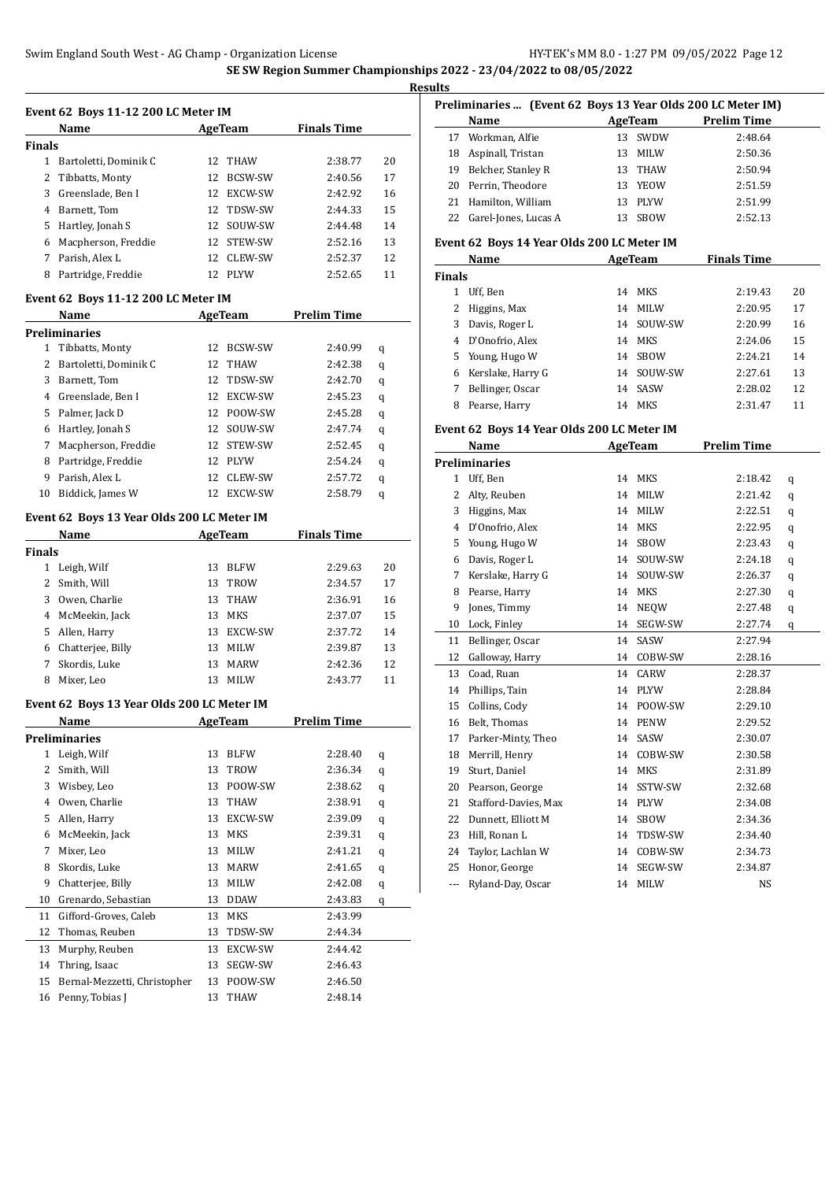# SE SW Region Summer Championships 2022 - 23/04/2022 to 08/05/2022

## Results

### Event 62 Boys 11-12 200 LC Meter IM

| | Name | Age | Team | Finals Time | |
|---|---|---|---|---|---|
| **Finals** | | | | | |
| 1 | Bartoletti, Dominik C | 12 | THAW | 2:38.77 | 20 |
| 2 | Tibbatts, Monty | 12 | BCSW-SW | 2:40.56 | 17 |
| 3 | Greenslade, Ben I | 12 | EXCW-SW | 2:42.92 | 16 |
| 4 | Barnett, Tom | 12 | TDSW-SW | 2:44.33 | 15 |
| 5 | Hartley, Jonah S | 12 | SOUW-SW | 2:44.48 | 14 |
| 6 | Macpherson, Freddie | 12 | STEW-SW | 2:52.16 | 13 |
| 7 | Parish, Alex L | 12 | CLEW-SW | 2:52.37 | 12 |
| 8 | Partridge, Freddie | 12 | PLYW | 2:52.65 | 11 |

### Event 62 Boys 11-12 200 LC Meter IM

| | Name | Age | Team | Prelim Time | |
|---|---|---|---|---|---|
| **Preliminaries** | | | | | |
| 1 | Tibbatts, Monty | 12 | BCSW-SW | 2:40.99 | q |
| 2 | Bartoletti, Dominik C | 12 | THAW | 2:42.38 | q |
| 3 | Barnett, Tom | 12 | TDSW-SW | 2:42.70 | q |
| 4 | Greenslade, Ben I | 12 | EXCW-SW | 2:45.23 | q |
| 5 | Palmer, Jack D | 12 | POOW-SW | 2:45.28 | q |
| 6 | Hartley, Jonah S | 12 | SOUW-SW | 2:47.74 | q |
| 7 | Macpherson, Freddie | 12 | STEW-SW | 2:52.45 | q |
| 8 | Partridge, Freddie | 12 | PLYW | 2:54.24 | q |
| 9 | Parish, Alex L | 12 | CLEW-SW | 2:57.72 | q |
| 10 | Biddick, James W | 12 | EXCW-SW | 2:58.79 | q |

### Event 62 Boys 13 Year Olds 200 LC Meter IM

| | Name | Age | Team | Finals Time | |
|---|---|---|---|---|---|
| **Finals** | | | | | |
| 1 | Leigh, Wilf | 13 | BLFW | 2:29.63 | 20 |
| 2 | Smith, Will | 13 | TROW | 2:34.57 | 17 |
| 3 | Owen, Charlie | 13 | THAW | 2:36.91 | 16 |
| 4 | McMeekin, Jack | 13 | MKS | 2:37.07 | 15 |
| 5 | Allen, Harry | 13 | EXCW-SW | 2:37.72 | 14 |
| 6 | Chatterjee, Billy | 13 | MILW | 2:39.87 | 13 |
| 7 | Skordis, Luke | 13 | MARW | 2:42.36 | 12 |
| 8 | Mixer, Leo | 13 | MILW | 2:43.77 | 11 |

### Event 62 Boys 13 Year Olds 200 LC Meter IM

| | Name | Age | Team | Prelim Time | |
|---|---|---|---|---|---|
| **Preliminaries** | | | | | |
| 1 | Leigh, Wilf | 13 | BLFW | 2:28.40 | q |
| 2 | Smith, Will | 13 | TROW | 2:36.34 | q |
| 3 | Wisbey, Leo | 13 | POOW-SW | 2:38.62 | q |
| 4 | Owen, Charlie | 13 | THAW | 2:38.91 | q |
| 5 | Allen, Harry | 13 | EXCW-SW | 2:39.09 | q |
| 6 | McMeekin, Jack | 13 | MKS | 2:39.31 | q |
| 7 | Mixer, Leo | 13 | MILW | 2:41.21 | q |
| 8 | Skordis, Luke | 13 | MARW | 2:41.65 | q |
| 9 | Chatterjee, Billy | 13 | MILW | 2:42.08 | q |
| 10 | Grenardo, Sebastian | 13 | DDAW | 2:43.83 | q |
| 11 | Gifford-Groves, Caleb | 13 | MKS | 2:43.99 | |
| 12 | Thomas, Reuben | 13 | TDSW-SW | 2:44.34 | |
| 13 | Murphy, Reuben | 13 | EXCW-SW | 2:44.42 | |
| 14 | Thring, Isaac | 13 | SEGW-SW | 2:46.43 | |
| 15 | Bernal-Mezzetti, Christopher | 13 | POOW-SW | 2:46.50 | |
| 16 | Penny, Tobias J | 13 | THAW | 2:48.14 | |
| 17 | Workman, Alfie | 13 | SWDW | 2:48.64 | |
| 18 | Aspinall, Tristan | 13 | MILW | 2:50.36 | |
| 19 | Belcher, Stanley R | 13 | THAW | 2:50.94 | |
| 20 | Perrin, Theodore | 13 | YEOW | 2:51.59 | |
| 21 | Hamilton, William | 13 | PLYW | 2:51.99 | |
| 22 | Garel-Jones, Lucas A | 13 | SBOW | 2:52.13 | |

### Event 62 Boys 14 Year Olds 200 LC Meter IM

| | Name | Age | Team | Finals Time | |
|---|---|---|---|---|---|
| **Finals** | | | | | |
| 1 | Uff, Ben | 14 | MKS | 2:19.43 | 20 |
| 2 | Higgins, Max | 14 | MILW | 2:20.95 | 17 |
| 3 | Davis, Roger L | 14 | SOUW-SW | 2:20.99 | 16 |
| 4 | D'Onofrio, Alex | 14 | MKS | 2:24.06 | 15 |
| 5 | Young, Hugo W | 14 | SBOW | 2:24.21 | 14 |
| 6 | Kerslake, Harry G | 14 | SOUW-SW | 2:27.61 | 13 |
| 7 | Bellinger, Oscar | 14 | SASW | 2:28.02 | 12 |
| 8 | Pearse, Harry | 14 | MKS | 2:31.47 | 11 |

### Event 62 Boys 14 Year Olds 200 LC Meter IM

| | Name | Age | Team | Prelim Time | |
|---|---|---|---|---|---|
| **Preliminaries** | | | | | |
| 1 | Uff, Ben | 14 | MKS | 2:18.42 | q |
| 2 | Alty, Reuben | 14 | MILW | 2:21.42 | q |
| 3 | Higgins, Max | 14 | MILW | 2:22.51 | q |
| 4 | D'Onofrio, Alex | 14 | MKS | 2:22.95 | q |
| 5 | Young, Hugo W | 14 | SBOW | 2:23.43 | q |
| 6 | Davis, Roger L | 14 | SOUW-SW | 2:24.18 | q |
| 7 | Kerslake, Harry G | 14 | SOUW-SW | 2:26.37 | q |
| 8 | Pearse, Harry | 14 | MKS | 2:27.30 | q |
| 9 | Jones, Timmy | 14 | NEQW | 2:27.48 | q |
| 10 | Lock, Finley | 14 | SEGW-SW | 2:27.74 | q |
| 11 | Bellinger, Oscar | 14 | SASW | 2:27.94 | |
| 12 | Galloway, Harry | 14 | COBW-SW | 2:28.16 | |
| 13 | Coad, Ruan | 14 | CARW | 2:28.37 | |
| 14 | Phillips, Tain | 14 | PLYW | 2:28.84 | |
| 15 | Collins, Cody | 14 | POOW-SW | 2:29.10 | |
| 16 | Belt, Thomas | 14 | PENW | 2:29.52 | |
| 17 | Parker-Minty, Theo | 14 | SASW | 2:30.07 | |
| 18 | Merrill, Henry | 14 | COBW-SW | 2:30.58 | |
| 19 | Sturt, Daniel | 14 | MKS | 2:31.89 | |
| 20 | Pearson, George | 14 | SSTW-SW | 2:32.68 | |
| 21 | Stafford-Davies, Max | 14 | PLYW | 2:34.08 | |
| 22 | Dunnett, Elliott M | 14 | SBOW | 2:34.36 | |
| 23 | Hill, Ronan L | 14 | TDSW-SW | 2:34.40 | |
| 24 | Taylor, Lachlan W | 14 | COBW-SW | 2:34.73 | |
| 25 | Honor, George | 14 | SEGW-SW | 2:34.87 | |
| --- | Ryland-Day, Oscar | 14 | MILW | NS | |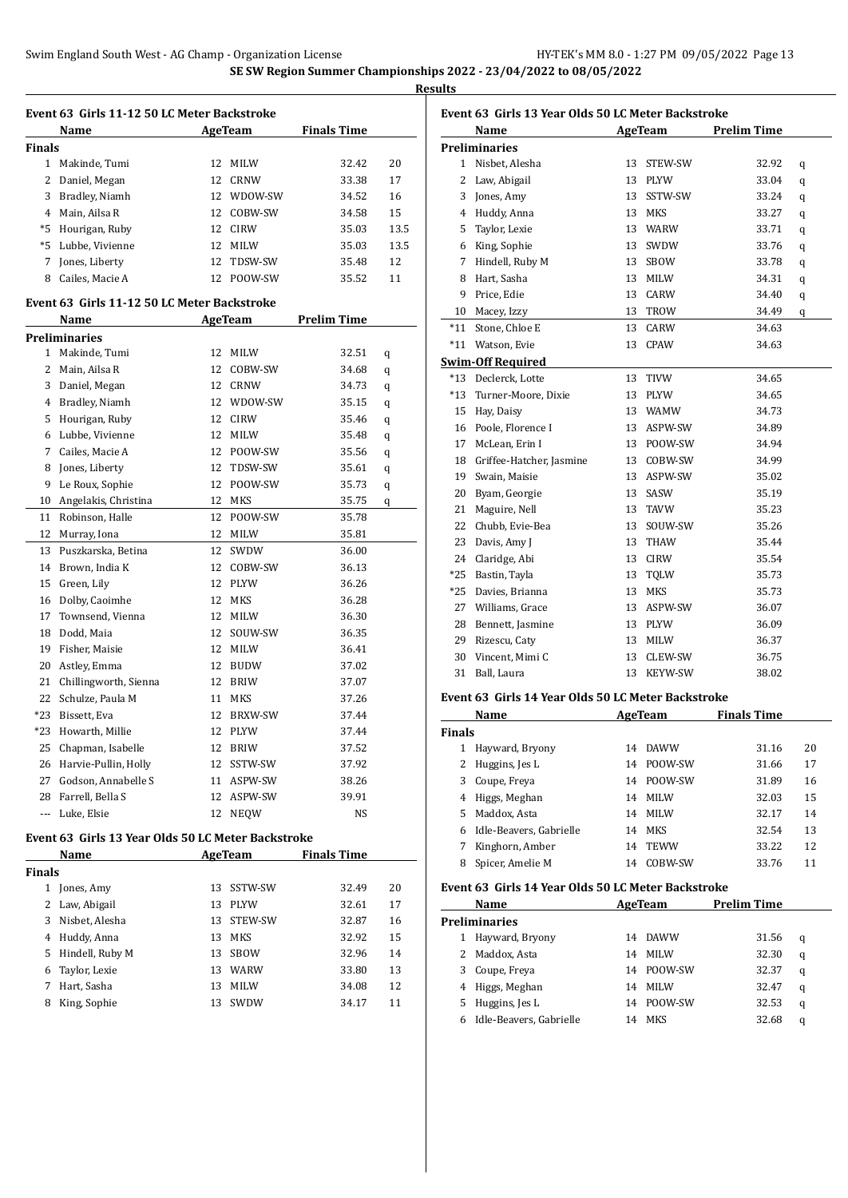# SE SW Region Summer Championships 2022 - 23/04/2022 to 08/05/2022

## Results

### Event 63 Girls 11-12 50 LC Meter Backstroke

| | Name | Age | Team | Finals Time | |
|---|---|---|---|---|---|
| **Finals** | | | | | |
| 1 | Makinde, Tumi | 12 | MILW | 32.42 | 20 |
| 2 | Daniel, Megan | 12 | CRNW | 33.38 | 17 |
| 3 | Bradley, Niamh | 12 | WDOW-SW | 34.52 | 16 |
| 4 | Main, Ailsa R | 12 | COBW-SW | 34.58 | 15 |
| *5 | Hourigan, Ruby | 12 | CIRW | 35.03 | 13.5 |
| *5 | Lubbe, Vivienne | 12 | MILW | 35.03 | 13.5 |
| 7 | Jones, Liberty | 12 | TDSW-SW | 35.48 | 12 |
| 8 | Cailes, Macie A | 12 | POOW-SW | 35.52 | 11 |

### Event 63 Girls 11-12 50 LC Meter Backstroke

| | Name | Age | Team | Prelim Time | |
|---|---|---|---|---|---|
| **Preliminaries** | | | | | |
| 1 | Makinde, Tumi | 12 | MILW | 32.51 | q |
| 2 | Main, Ailsa R | 12 | COBW-SW | 34.68 | q |
| 3 | Daniel, Megan | 12 | CRNW | 34.73 | q |
| 4 | Bradley, Niamh | 12 | WDOW-SW | 35.15 | q |
| 5 | Hourigan, Ruby | 12 | CIRW | 35.46 | q |
| 6 | Lubbe, Vivienne | 12 | MILW | 35.48 | q |
| 7 | Cailes, Macie A | 12 | POOW-SW | 35.56 | q |
| 8 | Jones, Liberty | 12 | TDSW-SW | 35.61 | q |
| 9 | Le Roux, Sophie | 12 | POOW-SW | 35.73 | q |
| 10 | Angelakis, Christina | 12 | MKS | 35.75 | q |
| 11 | Robinson, Halle | 12 | POOW-SW | 35.78 | |
| 12 | Murray, Iona | 12 | MILW | 35.81 | |
| 13 | Puszkarska, Betina | 12 | SWDW | 36.00 | |
| 14 | Brown, India K | 12 | COBW-SW | 36.13 | |
| 15 | Green, Lily | 12 | PLYW | 36.26 | |
| 16 | Dolby, Caoimhe | 12 | MKS | 36.28 | |
| 17 | Townsend, Vienna | 12 | MILW | 36.30 | |
| 18 | Dodd, Maia | 12 | SOUW-SW | 36.35 | |
| 19 | Fisher, Maisie | 12 | MILW | 36.41 | |
| 20 | Astley, Emma | 12 | BUDW | 37.02 | |
| 21 | Chillingworth, Sienna | 12 | BRIW | 37.07 | |
| 22 | Schulze, Paula M | 11 | MKS | 37.26 | |
| *23 | Bissett, Eva | 12 | BRXW-SW | 37.44 | |
| *23 | Howarth, Millie | 12 | PLYW | 37.44 | |
| 25 | Chapman, Isabelle | 12 | BRIW | 37.52 | |
| 26 | Harvie-Pullin, Holly | 12 | SSTW-SW | 37.92 | |
| 27 | Godson, Annabelle S | 11 | ASPW-SW | 38.26 | |
| 28 | Farrell, Bella S | 12 | ASPW-SW | 39.91 | |
| --- | Luke, Elsie | 12 | NEQW | NS | |

### Event 63 Girls 13 Year Olds 50 LC Meter Backstroke

| | Name | Age | Team | Finals Time | |
|---|---|---|---|---|---|
| **Finals** | | | | | |
| 1 | Jones, Amy | 13 | SSTW-SW | 32.49 | 20 |
| 2 | Law, Abigail | 13 | PLYW | 32.61 | 17 |
| 3 | Nisbet, Alesha | 13 | STEW-SW | 32.87 | 16 |
| 4 | Huddy, Anna | 13 | MKS | 32.92 | 15 |
| 5 | Hindell, Ruby M | 13 | SBOW | 32.96 | 14 |
| 6 | Taylor, Lexie | 13 | WARW | 33.80 | 13 |
| 7 | Hart, Sasha | 13 | MILW | 34.08 | 12 |
| 8 | King, Sophie | 13 | SWDW | 34.17 | 11 |

### Event 63 Girls 13 Year Olds 50 LC Meter Backstroke

| | Name | Age | Team | Prelim Time | |
|---|---|---|---|---|---|
| **Preliminaries** | | | | | |
| 1 | Nisbet, Alesha | 13 | STEW-SW | 32.92 | q |
| 2 | Law, Abigail | 13 | PLYW | 33.04 | q |
| 3 | Jones, Amy | 13 | SSTW-SW | 33.24 | q |
| 4 | Huddy, Anna | 13 | MKS | 33.27 | q |
| 5 | Taylor, Lexie | 13 | WARW | 33.71 | q |
| 6 | King, Sophie | 13 | SWDW | 33.76 | q |
| 7 | Hindell, Ruby M | 13 | SBOW | 33.78 | q |
| 8 | Hart, Sasha | 13 | MILW | 34.31 | q |
| 9 | Price, Edie | 13 | CARW | 34.40 | q |
| 10 | Macey, Izzy | 13 | TROW | 34.49 | q |
| *11 | Stone, Chloe E | 13 | CARW | 34.63 | |
| *11 | Watson, Evie | 13 | CPAW | 34.63 | |
| **Swim-Off Required** | | | | | |
| *13 | Declerck, Lotte | 13 | TIVW | 34.65 | |
| *13 | Turner-Moore, Dixie | 13 | PLYW | 34.65 | |
| 15 | Hay, Daisy | 13 | WAMW | 34.73 | |
| 16 | Poole, Florence I | 13 | ASPW-SW | 34.89 | |
| 17 | McLean, Erin I | 13 | POOW-SW | 34.94 | |
| 18 | Griffee-Hatcher, Jasmine | 13 | COBW-SW | 34.99 | |
| 19 | Swain, Maisie | 13 | ASPW-SW | 35.02 | |
| 20 | Byam, Georgie | 13 | SASW | 35.19 | |
| 21 | Maguire, Nell | 13 | TAVW | 35.23 | |
| 22 | Chubb, Evie-Bea | 13 | SOUW-SW | 35.26 | |
| 23 | Davis, Amy J | 13 | THAW | 35.44 | |
| 24 | Claridge, Abi | 13 | CIRW | 35.54 | |
| *25 | Bastin, Tayla | 13 | TQLW | 35.73 | |
| *25 | Davies, Brianna | 13 | MKS | 35.73 | |
| 27 | Williams, Grace | 13 | ASPW-SW | 36.07 | |
| 28 | Bennett, Jasmine | 13 | PLYW | 36.09 | |
| 29 | Rizescu, Caty | 13 | MILW | 36.37 | |
| 30 | Vincent, Mimi C | 13 | CLEW-SW | 36.75 | |
| 31 | Ball, Laura | 13 | KEYW-SW | 38.02 | |

### Event 63 Girls 14 Year Olds 50 LC Meter Backstroke

| | Name | Age | Team | Finals Time | |
|---|---|---|---|---|---|
| **Finals** | | | | | |
| 1 | Hayward, Bryony | 14 | DAWW | 31.16 | 20 |
| 2 | Huggins, Jes L | 14 | POOW-SW | 31.66 | 17 |
| 3 | Coupe, Freya | 14 | POOW-SW | 31.89 | 16 |
| 4 | Higgs, Meghan | 14 | MILW | 32.03 | 15 |
| 5 | Maddox, Asta | 14 | MILW | 32.17 | 14 |
| 6 | Idle-Beavers, Gabrielle | 14 | MKS | 32.54 | 13 |
| 7 | Kinghorn, Amber | 14 | TEWW | 33.22 | 12 |
| 8 | Spicer, Amelie M | 14 | COBW-SW | 33.76 | 11 |

### Event 63 Girls 14 Year Olds 50 LC Meter Backstroke

| | Name | Age | Team | Prelim Time | |
|---|---|---|---|---|---|
| **Preliminaries** | | | | | |
| 1 | Hayward, Bryony | 14 | DAWW | 31.56 | q |
| 2 | Maddox, Asta | 14 | MILW | 32.30 | q |
| 3 | Coupe, Freya | 14 | POOW-SW | 32.37 | q |
| 4 | Higgs, Meghan | 14 | MILW | 32.47 | q |
| 5 | Huggins, Jes L | 14 | POOW-SW | 32.53 | q |
| 6 | Idle-Beavers, Gabrielle | 14 | MKS | 32.68 | q |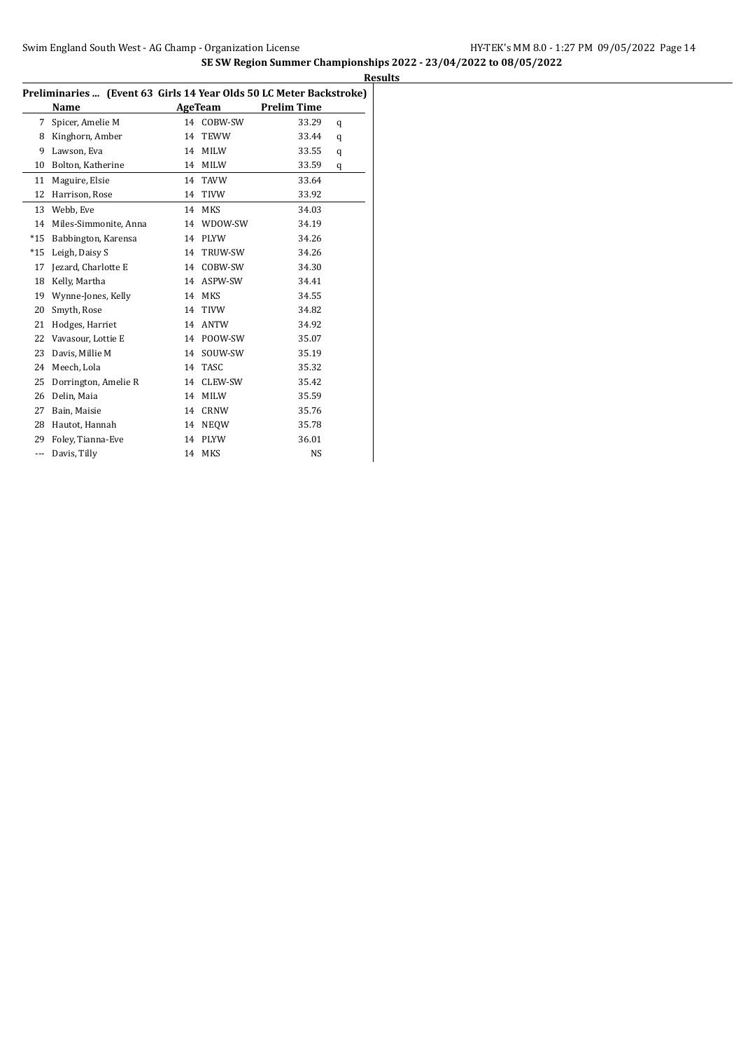## SE SW Region Summer Championships 2022 - 23/04/2022 to 08/05/2022

**Results**

### Preliminaries ... (Event 63 Girls 14 Year Olds 50 LC Meter Backstroke)

| | Name | Age | Team | Prelim Time | |
|---|---|---|---|---|---|
| 7 | Spicer, Amelie M | 14 | COBW-SW | 33.29 | q |
| 8 | Kinghorn, Amber | 14 | TEWW | 33.44 | q |
| 9 | Lawson, Eva | 14 | MILW | 33.55 | q |
| 10 | Bolton, Katherine | 14 | MILW | 33.59 | q |
| 11 | Maguire, Elsie | 14 | TAVW | 33.64 | |
| 12 | Harrison, Rose | 14 | TIVW | 33.92 | |
| 13 | Webb, Eve | 14 | MKS | 34.03 | |
| 14 | Miles-Simmonite, Anna | 14 | WDOW-SW | 34.19 | |
| *15 | Babbington, Karensa | 14 | PLYW | 34.26 | |
| *15 | Leigh, Daisy S | 14 | TRUW-SW | 34.26 | |
| 17 | Jezard, Charlotte E | 14 | COBW-SW | 34.30 | |
| 18 | Kelly, Martha | 14 | ASPW-SW | 34.41 | |
| 19 | Wynne-Jones, Kelly | 14 | MKS | 34.55 | |
| 20 | Smyth, Rose | 14 | TIVW | 34.82 | |
| 21 | Hodges, Harriet | 14 | ANTW | 34.92 | |
| 22 | Vavasour, Lottie E | 14 | POOW-SW | 35.07 | |
| 23 | Davis, Millie M | 14 | SOUW-SW | 35.19 | |
| 24 | Meech, Lola | 14 | TASC | 35.32 | |
| 25 | Dorrington, Amelie R | 14 | CLEW-SW | 35.42 | |
| 26 | Delin, Maia | 14 | MILW | 35.59 | |
| 27 | Bain, Maisie | 14 | CRNW | 35.76 | |
| 28 | Hautot, Hannah | 14 | NEQW | 35.78 | |
| 29 | Foley, Tianna-Eve | 14 | PLYW | 36.01 | |
| --- | Davis, Tilly | 14 | MKS | NS | |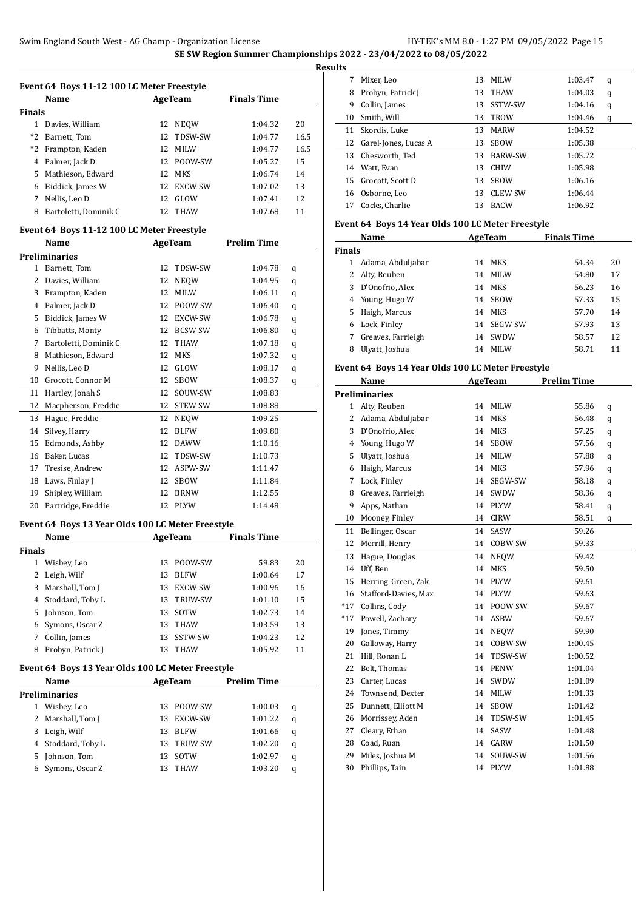**SE SW Region Summer Championships 2022 - 23/04/2022 to 08/05/2022**

**Results**

### Event 64 Boys 11-12 100 LC Meter Freestyle

| | Name | Age | Team | Finals Time | |
|---|---|---|---|---|---|
| **Finals** | | | | | |
| 1 | Davies, William | 12 | NEQW | 1:04.32 | 20 |
| *2 | Barnett, Tom | 12 | TDSW-SW | 1:04.77 | 16.5 |
| *2 | Frampton, Kaden | 12 | MILW | 1:04.77 | 16.5 |
| 4 | Palmer, Jack D | 12 | POOW-SW | 1:05.27 | 15 |
| 5 | Mathieson, Edward | 12 | MKS | 1:06.74 | 14 |
| 6 | Biddick, James W | 12 | EXCW-SW | 1:07.02 | 13 |
| 7 | Nellis, Leo D | 12 | GLOW | 1:07.41 | 12 |
| 8 | Bartoletti, Dominik C | 12 | THAW | 1:07.68 | 11 |

### Event 64 Boys 11-12 100 LC Meter Freestyle

| | Name | Age | Team | Prelim Time | |
|---|---|---|---|---|---|
| **Preliminaries** | | | | | |
| 1 | Barnett, Tom | 12 | TDSW-SW | 1:04.78 | q |
| 2 | Davies, William | 12 | NEQW | 1:04.95 | q |
| 3 | Frampton, Kaden | 12 | MILW | 1:06.11 | q |
| 4 | Palmer, Jack D | 12 | POOW-SW | 1:06.40 | q |
| 5 | Biddick, James W | 12 | EXCW-SW | 1:06.78 | q |
| 6 | Tibbatts, Monty | 12 | BCSW-SW | 1:06.80 | q |
| 7 | Bartoletti, Dominik C | 12 | THAW | 1:07.18 | q |
| 8 | Mathieson, Edward | 12 | MKS | 1:07.32 | q |
| 9 | Nellis, Leo D | 12 | GLOW | 1:08.17 | q |
| 10 | Grocott, Connor M | 12 | SBOW | 1:08.37 | q |
| 11 | Hartley, Jonah S | 12 | SOUW-SW | 1:08.83 | |
| 12 | Macpherson, Freddie | 12 | STEW-SW | 1:08.88 | |
| 13 | Hague, Freddie | 12 | NEQW | 1:09.25 | |
| 14 | Silvey, Harry | 12 | BLFW | 1:09.80 | |
| 15 | Edmonds, Ashby | 12 | DAWW | 1:10.16 | |
| 16 | Baker, Lucas | 12 | TDSW-SW | 1:10.73 | |
| 17 | Tresise, Andrew | 12 | ASPW-SW | 1:11.47 | |
| 18 | Laws, Finlay J | 12 | SBOW | 1:11.84 | |
| 19 | Shipley, William | 12 | BRNW | 1:12.55 | |
| 20 | Partridge, Freddie | 12 | PLYW | 1:14.48 | |

### Event 64 Boys 13 Year Olds 100 LC Meter Freestyle

| | Name | Age | Team | Finals Time | |
|---|---|---|---|---|---|
| **Finals** | | | | | |
| 1 | Wisbey, Leo | 13 | POOW-SW | 59.83 | 20 |
| 2 | Leigh, Wilf | 13 | BLFW | 1:00.64 | 17 |
| 3 | Marshall, Tom J | 13 | EXCW-SW | 1:00.96 | 16 |
| 4 | Stoddard, Toby L | 13 | TRUW-SW | 1:01.10 | 15 |
| 5 | Johnson, Tom | 13 | SOTW | 1:02.73 | 14 |
| 6 | Symons, Oscar Z | 13 | THAW | 1:03.59 | 13 |
| 7 | Collin, James | 13 | SSTW-SW | 1:04.23 | 12 |
| 8 | Probyn, Patrick J | 13 | THAW | 1:05.92 | 11 |

### Event 64 Boys 13 Year Olds 100 LC Meter Freestyle

| | Name | Age | Team | Prelim Time | |
|---|---|---|---|---|---|
| **Preliminaries** | | | | | |
| 1 | Wisbey, Leo | 13 | POOW-SW | 1:00.03 | q |
| 2 | Marshall, Tom J | 13 | EXCW-SW | 1:01.22 | q |
| 3 | Leigh, Wilf | 13 | BLFW | 1:01.66 | q |
| 4 | Stoddard, Toby L | 13 | TRUW-SW | 1:02.20 | q |
| 5 | Johnson, Tom | 13 | SOTW | 1:02.97 | q |
| 6 | Symons, Oscar Z | 13 | THAW | 1:03.20 | q |
| 7 | Mixer, Leo | 13 | MILW | 1:03.47 | q |
| 8 | Probyn, Patrick J | 13 | THAW | 1:04.03 | q |
| 9 | Collin, James | 13 | SSTW-SW | 1:04.16 | q |
| 10 | Smith, Will | 13 | TROW | 1:04.46 | q |
| 11 | Skordis, Luke | 13 | MARW | 1:04.52 | |
| 12 | Garel-Jones, Lucas A | 13 | SBOW | 1:05.38 | |
| 13 | Chesworth, Ted | 13 | BARW-SW | 1:05.72 | |
| 14 | Watt, Evan | 13 | CHIW | 1:05.98 | |
| 15 | Grocott, Scott D | 13 | SBOW | 1:06.16 | |
| 16 | Osborne, Leo | 13 | CLEW-SW | 1:06.44 | |
| 17 | Cocks, Charlie | 13 | BACW | 1:06.92 | |

### Event 64 Boys 14 Year Olds 100 LC Meter Freestyle

| | Name | Age | Team | Finals Time | |
|---|---|---|---|---|---|
| **Finals** | | | | | |
| 1 | Adama, Abduljabar | 14 | MKS | 54.34 | 20 |
| 2 | Alty, Reuben | 14 | MILW | 54.80 | 17 |
| 3 | D'Onofrio, Alex | 14 | MKS | 56.23 | 16 |
| 4 | Young, Hugo W | 14 | SBOW | 57.33 | 15 |
| 5 | Haigh, Marcus | 14 | MKS | 57.70 | 14 |
| 6 | Lock, Finley | 14 | SEGW-SW | 57.93 | 13 |
| 7 | Greaves, Farrleigh | 14 | SWDW | 58.57 | 12 |
| 8 | Ulyatt, Joshua | 14 | MILW | 58.71 | 11 |

### Event 64 Boys 14 Year Olds 100 LC Meter Freestyle

| | Name | Age | Team | Prelim Time | |
|---|---|---|---|---|---|
| **Preliminaries** | | | | | |
| 1 | Alty, Reuben | 14 | MILW | 55.86 | q |
| 2 | Adama, Abduljabar | 14 | MKS | 56.48 | q |
| 3 | D'Onofrio, Alex | 14 | MKS | 57.25 | q |
| 4 | Young, Hugo W | 14 | SBOW | 57.56 | q |
| 5 | Ulyatt, Joshua | 14 | MILW | 57.88 | q |
| 6 | Haigh, Marcus | 14 | MKS | 57.96 | q |
| 7 | Lock, Finley | 14 | SEGW-SW | 58.18 | q |
| 8 | Greaves, Farrleigh | 14 | SWDW | 58.36 | q |
| 9 | Apps, Nathan | 14 | PLYW | 58.41 | q |
| 10 | Mooney, Finley | 14 | CIRW | 58.51 | q |
| 11 | Bellinger, Oscar | 14 | SASW | 59.26 | |
| 12 | Merrill, Henry | 14 | COBW-SW | 59.33 | |
| 13 | Hague, Douglas | 14 | NEQW | 59.42 | |
| 14 | Uff, Ben | 14 | MKS | 59.50 | |
| 15 | Herring-Green, Zak | 14 | PLYW | 59.61 | |
| 16 | Stafford-Davies, Max | 14 | PLYW | 59.63 | |
| *17 | Collins, Cody | 14 | POOW-SW | 59.67 | |
| *17 | Powell, Zachary | 14 | ASBW | 59.67 | |
| 19 | Jones, Timmy | 14 | NEQW | 59.90 | |
| 20 | Galloway, Harry | 14 | COBW-SW | 1:00.45 | |
| 21 | Hill, Ronan L | 14 | TDSW-SW | 1:00.52 | |
| 22 | Belt, Thomas | 14 | PENW | 1:01.04 | |
| 23 | Carter, Lucas | 14 | SWDW | 1:01.09 | |
| 24 | Townsend, Dexter | 14 | MILW | 1:01.33 | |
| 25 | Dunnett, Elliott M | 14 | SBOW | 1:01.42 | |
| 26 | Morrissey, Aden | 14 | TDSW-SW | 1:01.45 | |
| 27 | Cleary, Ethan | 14 | SASW | 1:01.48 | |
| 28 | Coad, Ruan | 14 | CARW | 1:01.50 | |
| 29 | Miles, Joshua M | 14 | SOUW-SW | 1:01.56 | |
| 30 | Phillips, Tain | 14 | PLYW | 1:01.88 | |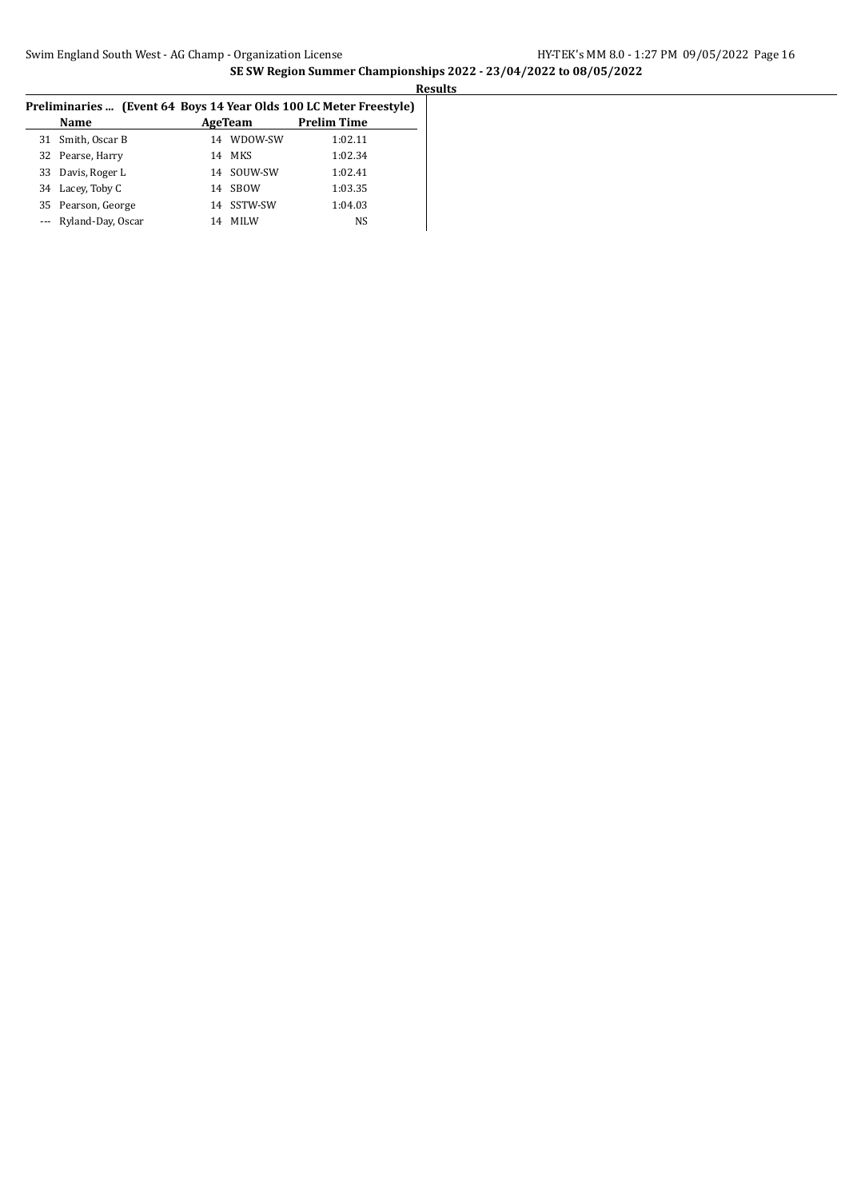**SE SW Region Summer Championships 2022 - 23/04/2022 to 08/05/2022**

**Results**

**Preliminaries ... (Event 64 Boys 14 Year Olds 100 LC Meter Freestyle)**

| | Name | Age | Team | Prelim Time |
|---|---|---|---|---|
| 31 | Smith, Oscar B | 14 | WDOW-SW | 1:02.11 |
| 32 | Pearse, Harry | 14 | MKS | 1:02.34 |
| 33 | Davis, Roger L | 14 | SOUW-SW | 1:02.41 |
| 34 | Lacey, Toby C | 14 | SBOW | 1:03.35 |
| 35 | Pearson, George | 14 | SSTW-SW | 1:04.03 |
| --- | Ryland-Day, Oscar | 14 | MILW | NS |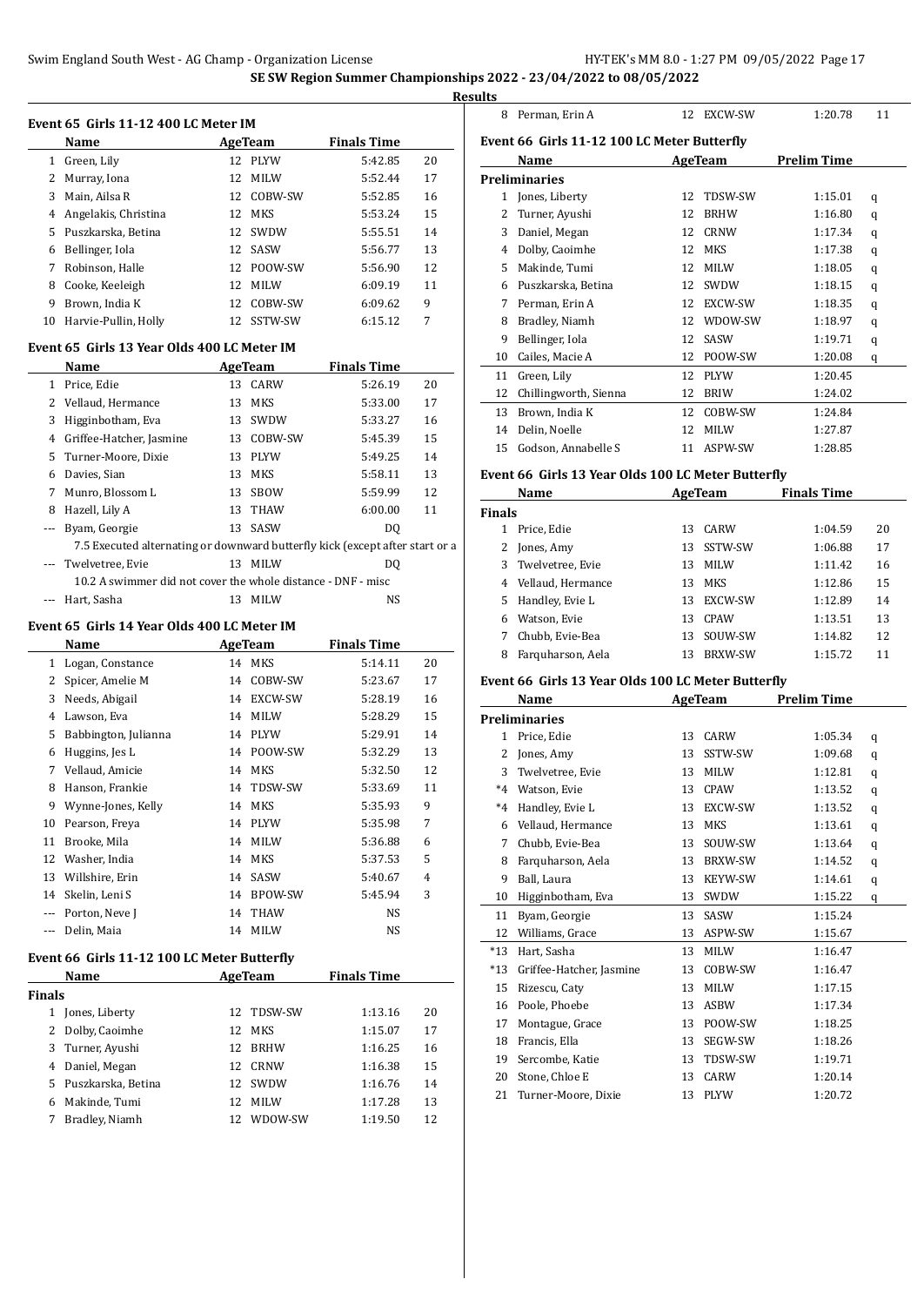SE SW Region Summer Championships 2022 - 23/04/2022 to 08/05/2022

**Results**

### Event 65 Girls 11-12 400 LC Meter IM

| | Name | Age | Team | Finals Time | |
|---|---|---|---|---|---|
| 1 | Green, Lily | 12 | PLYW | 5:42.85 | 20 |
| 2 | Murray, Iona | 12 | MILW | 5:52.44 | 17 |
| 3 | Main, Ailsa R | 12 | COBW-SW | 5:52.85 | 16 |
| 4 | Angelakis, Christina | 12 | MKS | 5:53.24 | 15 |
| 5 | Puszkarska, Betina | 12 | SWDW | 5:55.51 | 14 |
| 6 | Bellinger, Iola | 12 | SASW | 5:56.77 | 13 |
| 7 | Robinson, Halle | 12 | POOW-SW | 5:56.90 | 12 |
| 8 | Cooke, Keeleigh | 12 | MILW | 6:09.19 | 11 |
| 9 | Brown, India K | 12 | COBW-SW | 6:09.62 | 9 |
| 10 | Harvie-Pullin, Holly | 12 | SSTW-SW | 6:15.12 | 7 |

### Event 65 Girls 13 Year Olds 400 LC Meter IM

| | Name | Age | Team | Finals Time | |
|---|---|---|---|---|---|
| 1 | Price, Edie | 13 | CARW | 5:26.19 | 20 |
| 2 | Vellaud, Hermance | 13 | MKS | 5:33.00 | 17 |
| 3 | Higginbotham, Eva | 13 | SWDW | 5:33.27 | 16 |
| 4 | Griffee-Hatcher, Jasmine | 13 | COBW-SW | 5:45.39 | 15 |
| 5 | Turner-Moore, Dixie | 13 | PLYW | 5:49.25 | 14 |
| 6 | Davies, Sian | 13 | MKS | 5:58.11 | 13 |
| 7 | Munro, Blossom L | 13 | SBOW | 5:59.99 | 12 |
| 8 | Hazell, Lily A | 13 | THAW | 6:00.00 | 11 |
| --- | Byam, Georgie | 13 | SASW | DQ | |
| | 7.5 Executed alternating or downward butterfly kick (except after start or a | | | | |
| --- | Twelvetree, Evie | 13 | MILW | DQ | |
| | 10.2 A swimmer did not cover the whole distance - DNF - misc | | | | |
| --- | Hart, Sasha | 13 | MILW | NS | |

### Event 65 Girls 14 Year Olds 400 LC Meter IM

| | Name | Age | Team | Finals Time | |
|---|---|---|---|---|---|
| 1 | Logan, Constance | 14 | MKS | 5:14.11 | 20 |
| 2 | Spicer, Amelie M | 14 | COBW-SW | 5:23.67 | 17 |
| 3 | Needs, Abigail | 14 | EXCW-SW | 5:28.19 | 16 |
| 4 | Lawson, Eva | 14 | MILW | 5:28.29 | 15 |
| 5 | Babbington, Julianna | 14 | PLYW | 5:29.91 | 14 |
| 6 | Huggins, Jes L | 14 | POOW-SW | 5:32.29 | 13 |
| 7 | Vellaud, Amicie | 14 | MKS | 5:32.50 | 12 |
| 8 | Hanson, Frankie | 14 | TDSW-SW | 5:33.69 | 11 |
| 9 | Wynne-Jones, Kelly | 14 | MKS | 5:35.93 | 9 |
| 10 | Pearson, Freya | 14 | PLYW | 5:35.98 | 7 |
| 11 | Brooke, Mila | 14 | MILW | 5:36.88 | 6 |
| 12 | Washer, India | 14 | MKS | 5:37.53 | 5 |
| 13 | Willshire, Erin | 14 | SASW | 5:40.67 | 4 |
| 14 | Skelin, Leni S | 14 | BPOW-SW | 5:45.94 | 3 |
| --- | Porton, Neve J | 14 | THAW | NS | |
| --- | Delin, Maia | 14 | MILW | NS | |

### Event 66 Girls 11-12 100 LC Meter Butterfly

| | Name | Age | Team | Finals Time | |
|---|---|---|---|---|---|
| **Finals** | | | | | |
| 1 | Jones, Liberty | 12 | TDSW-SW | 1:13.16 | 20 |
| 2 | Dolby, Caoimhe | 12 | MKS | 1:15.07 | 17 |
| 3 | Turner, Ayushi | 12 | BRHW | 1:16.25 | 16 |
| 4 | Daniel, Megan | 12 | CRNW | 1:16.38 | 15 |
| 5 | Puszkarska, Betina | 12 | SWDW | 1:16.76 | 14 |
| 6 | Makinde, Tumi | 12 | MILW | 1:17.28 | 13 |
| 7 | Bradley, Niamh | 12 | WDOW-SW | 1:19.50 | 12 |
| 8 | Perman, Erin A | 12 | EXCW-SW | 1:20.78 | 11 |

### Event 66 Girls 11-12 100 LC Meter Butterfly

| | Name | Age | Team | Prelim Time | |
|---|---|---|---|---|---|
| **Preliminaries** | | | | | |
| 1 | Jones, Liberty | 12 | TDSW-SW | 1:15.01 | q |
| 2 | Turner, Ayushi | 12 | BRHW | 1:16.80 | q |
| 3 | Daniel, Megan | 12 | CRNW | 1:17.34 | q |
| 4 | Dolby, Caoimhe | 12 | MKS | 1:17.38 | q |
| 5 | Makinde, Tumi | 12 | MILW | 1:18.05 | q |
| 6 | Puszkarska, Betina | 12 | SWDW | 1:18.15 | q |
| 7 | Perman, Erin A | 12 | EXCW-SW | 1:18.35 | q |
| 8 | Bradley, Niamh | 12 | WDOW-SW | 1:18.97 | q |
| 9 | Bellinger, Iola | 12 | SASW | 1:19.71 | q |
| 10 | Cailes, Macie A | 12 | POOW-SW | 1:20.08 | q |
| 11 | Green, Lily | 12 | PLYW | 1:20.45 | |
| 12 | Chillingworth, Sienna | 12 | BRIW | 1:24.02 | |
| 13 | Brown, India K | 12 | COBW-SW | 1:24.84 | |
| 14 | Delin, Noelle | 12 | MILW | 1:27.87 | |
| 15 | Godson, Annabelle S | 11 | ASPW-SW | 1:28.85 | |

### Event 66 Girls 13 Year Olds 100 LC Meter Butterfly

| | Name | Age | Team | Finals Time | |
|---|---|---|---|---|---|
| **Finals** | | | | | |
| 1 | Price, Edie | 13 | CARW | 1:04.59 | 20 |
| 2 | Jones, Amy | 13 | SSTW-SW | 1:06.88 | 17 |
| 3 | Twelvetree, Evie | 13 | MILW | 1:11.42 | 16 |
| 4 | Vellaud, Hermance | 13 | MKS | 1:12.86 | 15 |
| 5 | Handley, Evie L | 13 | EXCW-SW | 1:12.89 | 14 |
| 6 | Watson, Evie | 13 | CPAW | 1:13.51 | 13 |
| 7 | Chubb, Evie-Bea | 13 | SOUW-SW | 1:14.82 | 12 |
| 8 | Farquharson, Aela | 13 | BRXW-SW | 1:15.72 | 11 |

### Event 66 Girls 13 Year Olds 100 LC Meter Butterfly

| | Name | Age | Team | Prelim Time | |
|---|---|---|---|---|---|
| **Preliminaries** | | | | | |
| 1 | Price, Edie | 13 | CARW | 1:05.34 | q |
| 2 | Jones, Amy | 13 | SSTW-SW | 1:09.68 | q |
| 3 | Twelvetree, Evie | 13 | MILW | 1:12.81 | q |
| *4 | Watson, Evie | 13 | CPAW | 1:13.52 | q |
| *4 | Handley, Evie L | 13 | EXCW-SW | 1:13.52 | q |
| 6 | Vellaud, Hermance | 13 | MKS | 1:13.61 | q |
| 7 | Chubb, Evie-Bea | 13 | SOUW-SW | 1:13.64 | q |
| 8 | Farquharson, Aela | 13 | BRXW-SW | 1:14.52 | q |
| 9 | Ball, Laura | 13 | KEYW-SW | 1:14.61 | q |
| 10 | Higginbotham, Eva | 13 | SWDW | 1:15.22 | q |
| 11 | Byam, Georgie | 13 | SASW | 1:15.24 | |
| 12 | Williams, Grace | 13 | ASPW-SW | 1:15.67 | |
| *13 | Hart, Sasha | 13 | MILW | 1:16.47 | |
| *13 | Griffee-Hatcher, Jasmine | 13 | COBW-SW | 1:16.47 | |
| 15 | Rizescu, Caty | 13 | MILW | 1:17.15 | |
| 16 | Poole, Phoebe | 13 | ASBW | 1:17.34 | |
| 17 | Montague, Grace | 13 | POOW-SW | 1:18.25 | |
| 18 | Francis, Ella | 13 | SEGW-SW | 1:18.26 | |
| 19 | Sercombe, Katie | 13 | TDSW-SW | 1:19.71 | |
| 20 | Stone, Chloe E | 13 | CARW | 1:20.14 | |
| 21 | Turner-Moore, Dixie | 13 | PLYW | 1:20.72 | |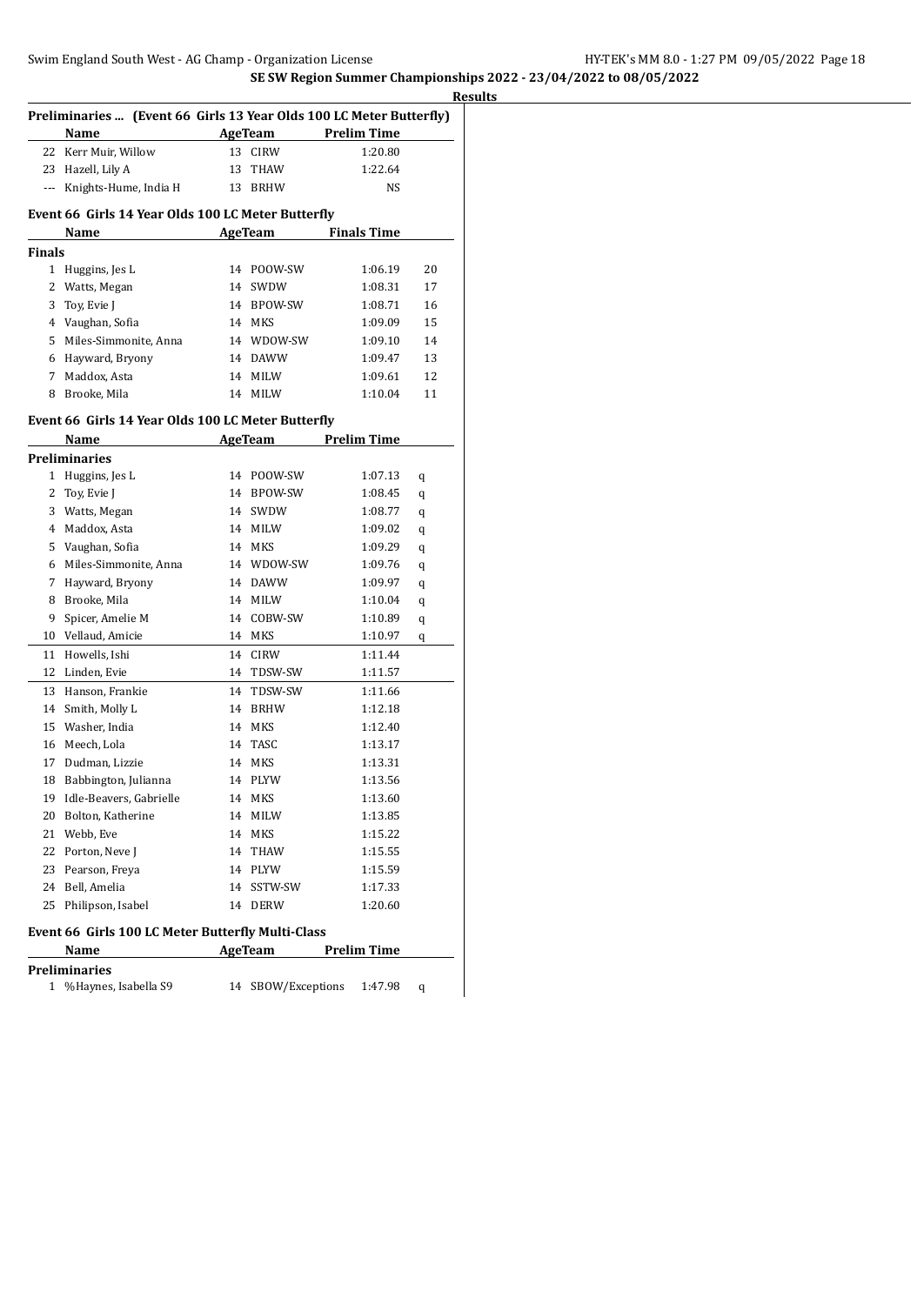## SE SW Region Summer Championships 2022 - 23/04/2022 to 08/05/2022

**Results**

### Preliminaries ... (Event 66 Girls 13 Year Olds 100 LC Meter Butterfly)

| | Name | Age | Team | Prelim Time |
|---|---|---|---|---|
| 22 | Kerr Muir, Willow | 13 | CIRW | 1:20.80 |
| 23 | Hazell, Lily A | 13 | THAW | 1:22.64 |
| --- | Knights-Hume, India H | 13 | BRHW | NS |

### Event 66 Girls 14 Year Olds 100 LC Meter Butterfly

| | Name | Age | Team | Finals Time | |
|---|---|---|---|---|---|
| **Finals** | | | | | |
| 1 | Huggins, Jes L | 14 | POOW-SW | 1:06.19 | 20 |
| 2 | Watts, Megan | 14 | SWDW | 1:08.31 | 17 |
| 3 | Toy, Evie J | 14 | BPOW-SW | 1:08.71 | 16 |
| 4 | Vaughan, Sofia | 14 | MKS | 1:09.09 | 15 |
| 5 | Miles-Simmonite, Anna | 14 | WDOW-SW | 1:09.10 | 14 |
| 6 | Hayward, Bryony | 14 | DAWW | 1:09.47 | 13 |
| 7 | Maddox, Asta | 14 | MILW | 1:09.61 | 12 |
| 8 | Brooke, Mila | 14 | MILW | 1:10.04 | 11 |

### Event 66 Girls 14 Year Olds 100 LC Meter Butterfly

| | Name | Age | Team | Prelim Time | |
|---|---|---|---|---|---|
| **Preliminaries** | | | | | |
| 1 | Huggins, Jes L | 14 | POOW-SW | 1:07.13 | q |
| 2 | Toy, Evie J | 14 | BPOW-SW | 1:08.45 | q |
| 3 | Watts, Megan | 14 | SWDW | 1:08.77 | q |
| 4 | Maddox, Asta | 14 | MILW | 1:09.02 | q |
| 5 | Vaughan, Sofia | 14 | MKS | 1:09.29 | q |
| 6 | Miles-Simmonite, Anna | 14 | WDOW-SW | 1:09.76 | q |
| 7 | Hayward, Bryony | 14 | DAWW | 1:09.97 | q |
| 8 | Brooke, Mila | 14 | MILW | 1:10.04 | q |
| 9 | Spicer, Amelie M | 14 | COBW-SW | 1:10.89 | q |
| 10 | Vellaud, Amicie | 14 | MKS | 1:10.97 | q |
| 11 | Howells, Ishi | 14 | CIRW | 1:11.44 | |
| 12 | Linden, Evie | 14 | TDSW-SW | 1:11.57 | |
| 13 | Hanson, Frankie | 14 | TDSW-SW | 1:11.66 | |
| 14 | Smith, Molly L | 14 | BRHW | 1:12.18 | |
| 15 | Washer, India | 14 | MKS | 1:12.40 | |
| 16 | Meech, Lola | 14 | TASC | 1:13.17 | |
| 17 | Dudman, Lizzie | 14 | MKS | 1:13.31 | |
| 18 | Babbington, Julianna | 14 | PLYW | 1:13.56 | |
| 19 | Idle-Beavers, Gabrielle | 14 | MKS | 1:13.60 | |
| 20 | Bolton, Katherine | 14 | MILW | 1:13.85 | |
| 21 | Webb, Eve | 14 | MKS | 1:15.22 | |
| 22 | Porton, Neve J | 14 | THAW | 1:15.55 | |
| 23 | Pearson, Freya | 14 | PLYW | 1:15.59 | |
| 24 | Bell, Amelia | 14 | SSTW-SW | 1:17.33 | |
| 25 | Philipson, Isabel | 14 | DERW | 1:20.60 | |

### Event 66 Girls 100 LC Meter Butterfly Multi-Class

| | Name | Age | Team | Prelim Time | |
|---|---|---|---|---|---|
| **Preliminaries** | | | | | |
| 1 | %Haynes, Isabella S9 | 14 | SBOW/Exceptions | 1:47.98 | q |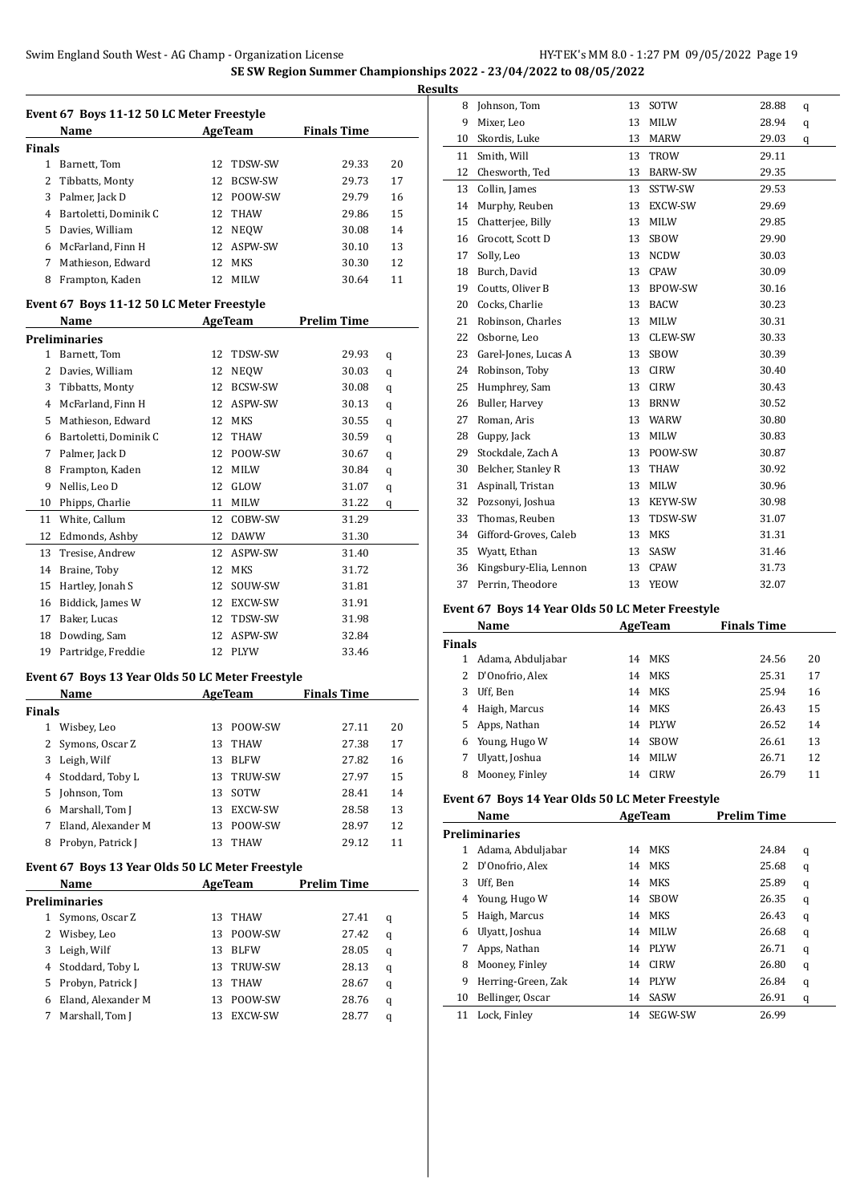SE SW Region Summer Championships 2022 - 23/04/2022 to 08/05/2022

**Results**

### Event 67 Boys 11-12 50 LC Meter Freestyle

| | Name | Age | Team | Finals Time | |
|---|---|---|---|---|---|
| **Finals** | | | | | |
| 1 | Barnett, Tom | 12 | TDSW-SW | 29.33 | 20 |
| 2 | Tibbatts, Monty | 12 | BCSW-SW | 29.73 | 17 |
| 3 | Palmer, Jack D | 12 | POOW-SW | 29.79 | 16 |
| 4 | Bartoletti, Dominik C | 12 | THAW | 29.86 | 15 |
| 5 | Davies, William | 12 | NEQW | 30.08 | 14 |
| 6 | McFarland, Finn H | 12 | ASPW-SW | 30.10 | 13 |
| 7 | Mathieson, Edward | 12 | MKS | 30.30 | 12 |
| 8 | Frampton, Kaden | 12 | MILW | 30.64 | 11 |

### Event 67 Boys 11-12 50 LC Meter Freestyle

| | Name | Age | Team | Prelim Time | |
|---|---|---|---|---|---|
| **Preliminaries** | | | | | |
| 1 | Barnett, Tom | 12 | TDSW-SW | 29.93 | q |
| 2 | Davies, William | 12 | NEQW | 30.03 | q |
| 3 | Tibbatts, Monty | 12 | BCSW-SW | 30.08 | q |
| 4 | McFarland, Finn H | 12 | ASPW-SW | 30.13 | q |
| 5 | Mathieson, Edward | 12 | MKS | 30.55 | q |
| 6 | Bartoletti, Dominik C | 12 | THAW | 30.59 | q |
| 7 | Palmer, Jack D | 12 | POOW-SW | 30.67 | q |
| 8 | Frampton, Kaden | 12 | MILW | 30.84 | q |
| 9 | Nellis, Leo D | 12 | GLOW | 31.07 | q |
| 10 | Phipps, Charlie | 11 | MILW | 31.22 | q |
| 11 | White, Callum | 12 | COBW-SW | 31.29 | |
| 12 | Edmonds, Ashby | 12 | DAWW | 31.30 | |
| 13 | Tresise, Andrew | 12 | ASPW-SW | 31.40 | |
| 14 | Braine, Toby | 12 | MKS | 31.72 | |
| 15 | Hartley, Jonah S | 12 | SOUW-SW | 31.81 | |
| 16 | Biddick, James W | 12 | EXCW-SW | 31.91 | |
| 17 | Baker, Lucas | 12 | TDSW-SW | 31.98 | |
| 18 | Dowding, Sam | 12 | ASPW-SW | 32.84 | |
| 19 | Partridge, Freddie | 12 | PLYW | 33.46 | |

### Event 67 Boys 13 Year Olds 50 LC Meter Freestyle

| | Name | Age | Team | Finals Time | |
|---|---|---|---|---|---|
| **Finals** | | | | | |
| 1 | Wisbey, Leo | 13 | POOW-SW | 27.11 | 20 |
| 2 | Symons, Oscar Z | 13 | THAW | 27.38 | 17 |
| 3 | Leigh, Wilf | 13 | BLFW | 27.82 | 16 |
| 4 | Stoddard, Toby L | 13 | TRUW-SW | 27.97 | 15 |
| 5 | Johnson, Tom | 13 | SOTW | 28.41 | 14 |
| 6 | Marshall, Tom J | 13 | EXCW-SW | 28.58 | 13 |
| 7 | Eland, Alexander M | 13 | POOW-SW | 28.97 | 12 |
| 8 | Probyn, Patrick J | 13 | THAW | 29.12 | 11 |

### Event 67 Boys 13 Year Olds 50 LC Meter Freestyle

| | Name | Age | Team | Prelim Time | |
|---|---|---|---|---|---|
| **Preliminaries** | | | | | |
| 1 | Symons, Oscar Z | 13 | THAW | 27.41 | q |
| 2 | Wisbey, Leo | 13 | POOW-SW | 27.42 | q |
| 3 | Leigh, Wilf | 13 | BLFW | 28.05 | q |
| 4 | Stoddard, Toby L | 13 | TRUW-SW | 28.13 | q |
| 5 | Probyn, Patrick J | 13 | THAW | 28.67 | q |
| 6 | Eland, Alexander M | 13 | POOW-SW | 28.76 | q |
| 7 | Marshall, Tom J | 13 | EXCW-SW | 28.77 | q |
| 8 | Johnson, Tom | 13 | SOTW | 28.88 | q |
| 9 | Mixer, Leo | 13 | MILW | 28.94 | q |
| 10 | Skordis, Luke | 13 | MARW | 29.03 | q |
| 11 | Smith, Will | 13 | TROW | 29.11 | |
| 12 | Chesworth, Ted | 13 | BARW-SW | 29.35 | |
| 13 | Collin, James | 13 | SSTW-SW | 29.53 | |
| 14 | Murphy, Reuben | 13 | EXCW-SW | 29.69 | |
| 15 | Chatterjee, Billy | 13 | MILW | 29.85 | |
| 16 | Grocott, Scott D | 13 | SBOW | 29.90 | |
| 17 | Solly, Leo | 13 | NCDW | 30.03 | |
| 18 | Burch, David | 13 | CPAW | 30.09 | |
| 19 | Coutts, Oliver B | 13 | BPOW-SW | 30.16 | |
| 20 | Cocks, Charlie | 13 | BACW | 30.23 | |
| 21 | Robinson, Charles | 13 | MILW | 30.31 | |
| 22 | Osborne, Leo | 13 | CLEW-SW | 30.33 | |
| 23 | Garel-Jones, Lucas A | 13 | SBOW | 30.39 | |
| 24 | Robinson, Toby | 13 | CIRW | 30.40 | |
| 25 | Humphrey, Sam | 13 | CIRW | 30.43 | |
| 26 | Buller, Harvey | 13 | BRNW | 30.52 | |
| 27 | Roman, Aris | 13 | WARW | 30.80 | |
| 28 | Guppy, Jack | 13 | MILW | 30.83 | |
| 29 | Stockdale, Zach A | 13 | POOW-SW | 30.87 | |
| 30 | Belcher, Stanley R | 13 | THAW | 30.92 | |
| 31 | Aspinall, Tristan | 13 | MILW | 30.96 | |
| 32 | Pozsonyi, Joshua | 13 | KEYW-SW | 30.98 | |
| 33 | Thomas, Reuben | 13 | TDSW-SW | 31.07 | |
| 34 | Gifford-Groves, Caleb | 13 | MKS | 31.31 | |
| 35 | Wyatt, Ethan | 13 | SASW | 31.46 | |
| 36 | Kingsbury-Elia, Lennon | 13 | CPAW | 31.73 | |
| 37 | Perrin, Theodore | 13 | YEOW | 32.07 | |

### Event 67 Boys 14 Year Olds 50 LC Meter Freestyle

| | Name | Age | Team | Finals Time | |
|---|---|---|---|---|---|
| **Finals** | | | | | |
| 1 | Adama, Abduljabar | 14 | MKS | 24.56 | 20 |
| 2 | D'Onofrio, Alex | 14 | MKS | 25.31 | 17 |
| 3 | Uff, Ben | 14 | MKS | 25.94 | 16 |
| 4 | Haigh, Marcus | 14 | MKS | 26.43 | 15 |
| 5 | Apps, Nathan | 14 | PLYW | 26.52 | 14 |
| 6 | Young, Hugo W | 14 | SBOW | 26.61 | 13 |
| 7 | Ulyatt, Joshua | 14 | MILW | 26.71 | 12 |
| 8 | Mooney, Finley | 14 | CIRW | 26.79 | 11 |

### Event 67 Boys 14 Year Olds 50 LC Meter Freestyle

| | Name | Age | Team | Prelim Time | |
|---|---|---|---|---|---|
| **Preliminaries** | | | | | |
| 1 | Adama, Abduljabar | 14 | MKS | 24.84 | q |
| 2 | D'Onofrio, Alex | 14 | MKS | 25.68 | q |
| 3 | Uff, Ben | 14 | MKS | 25.89 | q |
| 4 | Young, Hugo W | 14 | SBOW | 26.35 | q |
| 5 | Haigh, Marcus | 14 | MKS | 26.43 | q |
| 6 | Ulyatt, Joshua | 14 | MILW | 26.68 | q |
| 7 | Apps, Nathan | 14 | PLYW | 26.71 | q |
| 8 | Mooney, Finley | 14 | CIRW | 26.80 | q |
| 9 | Herring-Green, Zak | 14 | PLYW | 26.84 | q |
| 10 | Bellinger, Oscar | 14 | SASW | 26.91 | q |
| 11 | Lock, Finley | 14 | SEGW-SW | 26.99 | |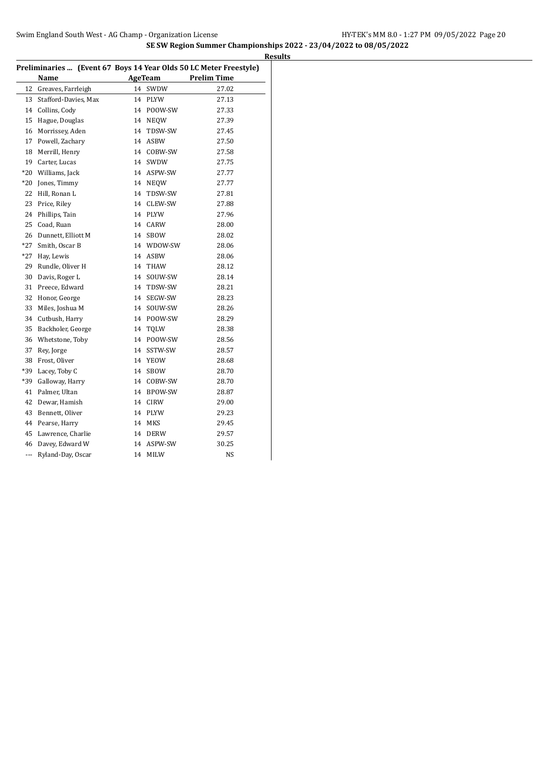## SE SW Region Summer Championships 2022 - 23/04/2022 to 08/05/2022

**Results**

### Preliminaries ... (Event 67 Boys 14 Year Olds 50 LC Meter Freestyle)

| | Name | Age | Team | Prelim Time |
|---|---|---|---|---|
| 12 | Greaves, Farrleigh | 14 | SWDW | 27.02 |
| 13 | Stafford-Davies, Max | 14 | PLYW | 27.13 |
| 14 | Collins, Cody | 14 | POOW-SW | 27.33 |
| 15 | Hague, Douglas | 14 | NEQW | 27.39 |
| 16 | Morrissey, Aden | 14 | TDSW-SW | 27.45 |
| 17 | Powell, Zachary | 14 | ASBW | 27.50 |
| 18 | Merrill, Henry | 14 | COBW-SW | 27.58 |
| 19 | Carter, Lucas | 14 | SWDW | 27.75 |
| *20 | Williams, Jack | 14 | ASPW-SW | 27.77 |
| *20 | Jones, Timmy | 14 | NEQW | 27.77 |
| 22 | Hill, Ronan L | 14 | TDSW-SW | 27.81 |
| 23 | Price, Riley | 14 | CLEW-SW | 27.88 |
| 24 | Phillips, Tain | 14 | PLYW | 27.96 |
| 25 | Coad, Ruan | 14 | CARW | 28.00 |
| 26 | Dunnett, Elliott M | 14 | SBOW | 28.02 |
| *27 | Smith, Oscar B | 14 | WDOW-SW | 28.06 |
| *27 | Hay, Lewis | 14 | ASBW | 28.06 |
| 29 | Rundle, Oliver H | 14 | THAW | 28.12 |
| 30 | Davis, Roger L | 14 | SOUW-SW | 28.14 |
| 31 | Preece, Edward | 14 | TDSW-SW | 28.21 |
| 32 | Honor, George | 14 | SEGW-SW | 28.23 |
| 33 | Miles, Joshua M | 14 | SOUW-SW | 28.26 |
| 34 | Cutbush, Harry | 14 | POOW-SW | 28.29 |
| 35 | Backholer, George | 14 | TQLW | 28.38 |
| 36 | Whetstone, Toby | 14 | POOW-SW | 28.56 |
| 37 | Rey, Jorge | 14 | SSTW-SW | 28.57 |
| 38 | Frost, Oliver | 14 | YEOW | 28.68 |
| *39 | Lacey, Toby C | 14 | SBOW | 28.70 |
| *39 | Galloway, Harry | 14 | COBW-SW | 28.70 |
| 41 | Palmer, Ultan | 14 | BPOW-SW | 28.87 |
| 42 | Dewar, Hamish | 14 | CIRW | 29.00 |
| 43 | Bennett, Oliver | 14 | PLYW | 29.23 |
| 44 | Pearse, Harry | 14 | MKS | 29.45 |
| 45 | Lawrence, Charlie | 14 | DERW | 29.57 |
| 46 | Davey, Edward W | 14 | ASPW-SW | 30.25 |
| --- | Ryland-Day, Oscar | 14 | MILW | NS |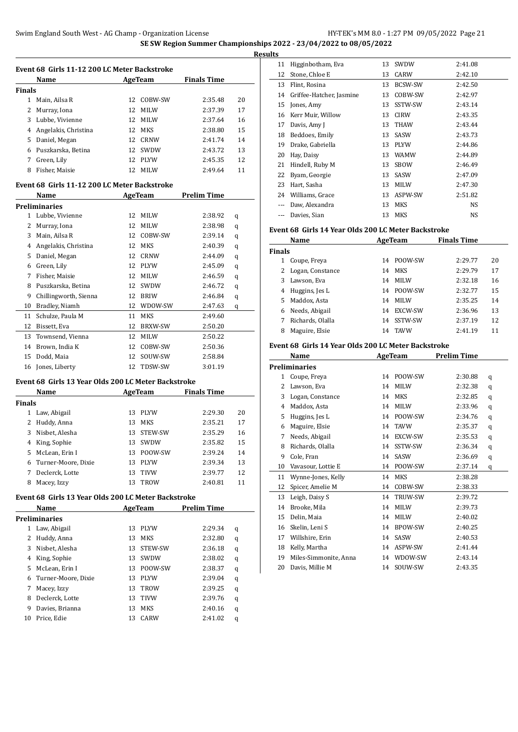# SE SW Region Summer Championships 2022 - 23/04/2022 to 08/05/2022

## Results

### Event 68 Girls 11-12 200 LC Meter Backstroke

| | Name | Age | Team | Finals Time | |
|---|---|---|---|---|---|
| **Finals** | | | | | |
| 1 | Main, Ailsa R | 12 | COBW-SW | 2:35.48 | 20 |
| 2 | Murray, Iona | 12 | MILW | 2:37.39 | 17 |
| 3 | Lubbe, Vivienne | 12 | MILW | 2:37.64 | 16 |
| 4 | Angelakis, Christina | 12 | MKS | 2:38.80 | 15 |
| 5 | Daniel, Megan | 12 | CRNW | 2:41.74 | 14 |
| 6 | Puszkarska, Betina | 12 | SWDW | 2:43.72 | 13 |
| 7 | Green, Lily | 12 | PLYW | 2:45.35 | 12 |
| 8 | Fisher, Maisie | 12 | MILW | 2:49.64 | 11 |

### Event 68 Girls 11-12 200 LC Meter Backstroke

| | Name | Age | Team | Prelim Time | |
|---|---|---|---|---|---|
| **Preliminaries** | | | | | |
| 1 | Lubbe, Vivienne | 12 | MILW | 2:38.92 | q |
| 2 | Murray, Iona | 12 | MILW | 2:38.98 | q |
| 3 | Main, Ailsa R | 12 | COBW-SW | 2:39.14 | q |
| 4 | Angelakis, Christina | 12 | MKS | 2:40.39 | q |
| 5 | Daniel, Megan | 12 | CRNW | 2:44.09 | q |
| 6 | Green, Lily | 12 | PLYW | 2:45.09 | q |
| 7 | Fisher, Maisie | 12 | MILW | 2:46.59 | q |
| 8 | Puszkarska, Betina | 12 | SWDW | 2:46.72 | q |
| 9 | Chillingworth, Sienna | 12 | BRIW | 2:46.84 | q |
| 10 | Bradley, Niamh | 12 | WDOW-SW | 2:47.63 | q |
| 11 | Schulze, Paula M | 11 | MKS | 2:49.60 | |
| 12 | Bissett, Eva | 12 | BRXW-SW | 2:50.20 | |
| 13 | Townsend, Vienna | 12 | MILW | 2:50.22 | |
| 14 | Brown, India K | 12 | COBW-SW | 2:50.36 | |
| 15 | Dodd, Maia | 12 | SOUW-SW | 2:58.84 | |
| 16 | Jones, Liberty | 12 | TDSW-SW | 3:01.19 | |

### Event 68 Girls 13 Year Olds 200 LC Meter Backstroke

| | Name | Age | Team | Finals Time | |
|---|---|---|---|---|---|
| **Finals** | | | | | |
| 1 | Law, Abigail | 13 | PLYW | 2:29.30 | 20 |
| 2 | Huddy, Anna | 13 | MKS | 2:35.21 | 17 |
| 3 | Nisbet, Alesha | 13 | STEW-SW | 2:35.29 | 16 |
| 4 | King, Sophie | 13 | SWDW | 2:35.82 | 15 |
| 5 | McLean, Erin I | 13 | POOW-SW | 2:39.24 | 14 |
| 6 | Turner-Moore, Dixie | 13 | PLYW | 2:39.34 | 13 |
| 7 | Declerck, Lotte | 13 | TIVW | 2:39.77 | 12 |
| 8 | Macey, Izzy | 13 | TROW | 2:40.81 | 11 |

### Event 68 Girls 13 Year Olds 200 LC Meter Backstroke

| | Name | Age | Team | Prelim Time | |
|---|---|---|---|---|---|
| **Preliminaries** | | | | | |
| 1 | Law, Abigail | 13 | PLYW | 2:29.34 | q |
| 2 | Huddy, Anna | 13 | MKS | 2:32.80 | q |
| 3 | Nisbet, Alesha | 13 | STEW-SW | 2:36.18 | q |
| 4 | King, Sophie | 13 | SWDW | 2:38.02 | q |
| 5 | McLean, Erin I | 13 | POOW-SW | 2:38.37 | q |
| 6 | Turner-Moore, Dixie | 13 | PLYW | 2:39.04 | q |
| 7 | Macey, Izzy | 13 | TROW | 2:39.25 | q |
| 8 | Declerck, Lotte | 13 | TIVW | 2:39.76 | q |
| 9 | Davies, Brianna | 13 | MKS | 2:40.16 | q |
| 10 | Price, Edie | 13 | CARW | 2:41.02 | q |
| 11 | Higginbotham, Eva | 13 | SWDW | 2:41.08 | |
| 12 | Stone, Chloe E | 13 | CARW | 2:42.10 | |
| 13 | Flint, Rosina | 13 | BCSW-SW | 2:42.50 | |
| 14 | Griffee-Hatcher, Jasmine | 13 | COBW-SW | 2:42.97 | |
| 15 | Jones, Amy | 13 | SSTW-SW | 2:43.14 | |
| 16 | Kerr Muir, Willow | 13 | CIRW | 2:43.35 | |
| 17 | Davis, Amy J | 13 | THAW | 2:43.44 | |
| 18 | Beddoes, Emily | 13 | SASW | 2:43.73 | |
| 19 | Drake, Gabriella | 13 | PLYW | 2:44.86 | |
| 20 | Hay, Daisy | 13 | WAMW | 2:44.89 | |
| 21 | Hindell, Ruby M | 13 | SBOW | 2:46.49 | |
| 22 | Byam, Georgie | 13 | SASW | 2:47.09 | |
| 23 | Hart, Sasha | 13 | MILW | 2:47.30 | |
| 24 | Williams, Grace | 13 | ASPW-SW | 2:51.82 | |
| --- | Daw, Alexandra | 13 | MKS | NS | |
| --- | Davies, Sian | 13 | MKS | NS | |

### Event 68 Girls 14 Year Olds 200 LC Meter Backstroke

| | Name | Age | Team | Finals Time | |
|---|---|---|---|---|---|
| **Finals** | | | | | |
| 1 | Coupe, Freya | 14 | POOW-SW | 2:29.77 | 20 |
| 2 | Logan, Constance | 14 | MKS | 2:29.79 | 17 |
| 3 | Lawson, Eva | 14 | MILW | 2:32.18 | 16 |
| 4 | Huggins, Jes L | 14 | POOW-SW | 2:32.77 | 15 |
| 5 | Maddox, Asta | 14 | MILW | 2:35.25 | 14 |
| 6 | Needs, Abigail | 14 | EXCW-SW | 2:36.96 | 13 |
| 7 | Richards, Olalla | 14 | SSTW-SW | 2:37.19 | 12 |
| 8 | Maguire, Elsie | 14 | TAVW | 2:41.19 | 11 |

### Event 68 Girls 14 Year Olds 200 LC Meter Backstroke

| | Name | Age | Team | Prelim Time | |
|---|---|---|---|---|---|
| **Preliminaries** | | | | | |
| 1 | Coupe, Freya | 14 | POOW-SW | 2:30.88 | q |
| 2 | Lawson, Eva | 14 | MILW | 2:32.38 | q |
| 3 | Logan, Constance | 14 | MKS | 2:32.85 | q |
| 4 | Maddox, Asta | 14 | MILW | 2:33.96 | q |
| 5 | Huggins, Jes L | 14 | POOW-SW | 2:34.76 | q |
| 6 | Maguire, Elsie | 14 | TAVW | 2:35.37 | q |
| 7 | Needs, Abigail | 14 | EXCW-SW | 2:35.53 | q |
| 8 | Richards, Olalla | 14 | SSTW-SW | 2:36.34 | q |
| 9 | Cole, Fran | 14 | SASW | 2:36.69 | q |
| 10 | Vavasour, Lottie E | 14 | POOW-SW | 2:37.14 | q |
| 11 | Wynne-Jones, Kelly | 14 | MKS | 2:38.28 | |
| 12 | Spicer, Amelie M | 14 | COBW-SW | 2:38.33 | |
| 13 | Leigh, Daisy S | 14 | TRUW-SW | 2:39.72 | |
| 14 | Brooke, Mila | 14 | MILW | 2:39.73 | |
| 15 | Delin, Maia | 14 | MILW | 2:40.02 | |
| 16 | Skelin, Leni S | 14 | BPOW-SW | 2:40.25 | |
| 17 | Willshire, Erin | 14 | SASW | 2:40.53 | |
| 18 | Kelly, Martha | 14 | ASPW-SW | 2:41.44 | |
| 19 | Miles-Simmonite, Anna | 14 | WDOW-SW | 2:43.14 | |
| 20 | Davis, Millie M | 14 | SOUW-SW | 2:43.35 | |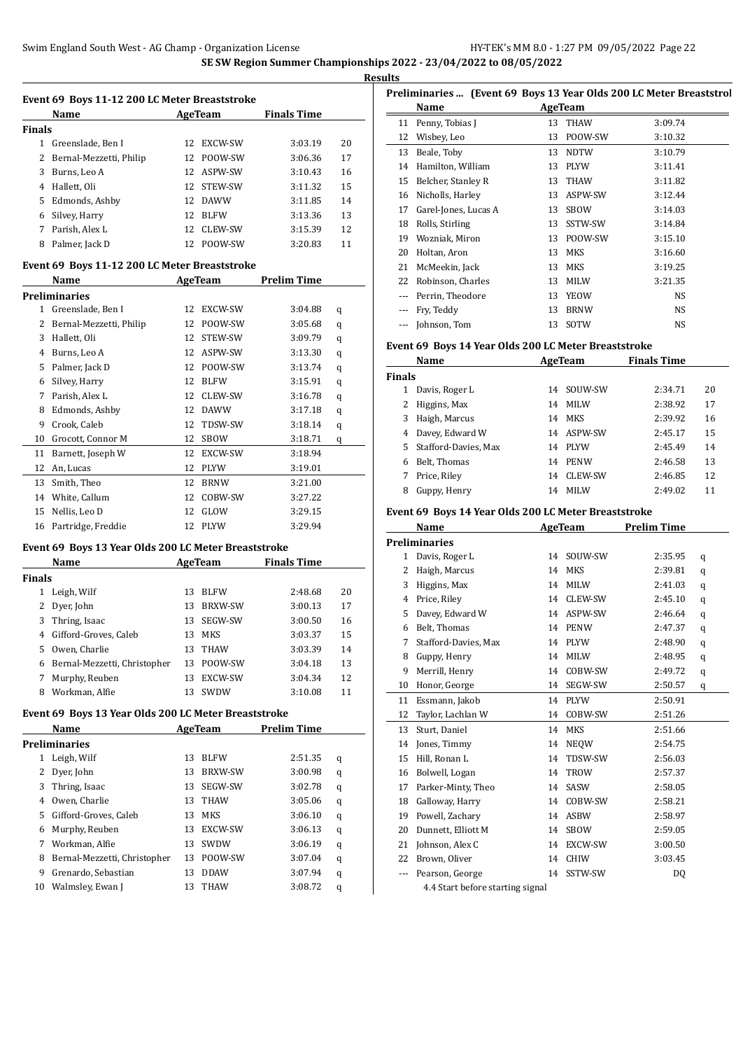**SE SW Region Summer Championships 2022 - 23/04/2022 to 08/05/2022**

**Results**

### Event 69 Boys 11-12 200 LC Meter Breaststroke

| | Name | Age | Team | Finals Time | |
|---|---|---|---|---|---|
| **Finals** | | | | | |
| 1 | Greenslade, Ben I | 12 | EXCW-SW | 3:03.19 | 20 |
| 2 | Bernal-Mezzetti, Philip | 12 | POOW-SW | 3:06.36 | 17 |
| 3 | Burns, Leo A | 12 | ASPW-SW | 3:10.43 | 16 |
| 4 | Hallett, Oli | 12 | STEW-SW | 3:11.32 | 15 |
| 5 | Edmonds, Ashby | 12 | DAWW | 3:11.85 | 14 |
| 6 | Silvey, Harry | 12 | BLFW | 3:13.36 | 13 |
| 7 | Parish, Alex L | 12 | CLEW-SW | 3:15.39 | 12 |
| 8 | Palmer, Jack D | 12 | POOW-SW | 3:20.83 | 11 |

### Event 69 Boys 11-12 200 LC Meter Breaststroke

| | Name | Age | Team | Prelim Time | |
|---|---|---|---|---|---|
| **Preliminaries** | | | | | |
| 1 | Greenslade, Ben I | 12 | EXCW-SW | 3:04.88 | q |
| 2 | Bernal-Mezzetti, Philip | 12 | POOW-SW | 3:05.68 | q |
| 3 | Hallett, Oli | 12 | STEW-SW | 3:09.79 | q |
| 4 | Burns, Leo A | 12 | ASPW-SW | 3:13.30 | q |
| 5 | Palmer, Jack D | 12 | POOW-SW | 3:13.74 | q |
| 6 | Silvey, Harry | 12 | BLFW | 3:15.91 | q |
| 7 | Parish, Alex L | 12 | CLEW-SW | 3:16.78 | q |
| 8 | Edmonds, Ashby | 12 | DAWW | 3:17.18 | q |
| 9 | Crook, Caleb | 12 | TDSW-SW | 3:18.14 | q |
| 10 | Grocott, Connor M | 12 | SBOW | 3:18.71 | q |
| 11 | Barnett, Joseph W | 12 | EXCW-SW | 3:18.94 | |
| 12 | An, Lucas | 12 | PLYW | 3:19.01 | |
| 13 | Smith, Theo | 12 | BRNW | 3:21.00 | |
| 14 | White, Callum | 12 | COBW-SW | 3:27.22 | |
| 15 | Nellis, Leo D | 12 | GLOW | 3:29.15 | |
| 16 | Partridge, Freddie | 12 | PLYW | 3:29.94 | |

### Event 69 Boys 13 Year Olds 200 LC Meter Breaststroke

| | Name | Age | Team | Finals Time | |
|---|---|---|---|---|---|
| **Finals** | | | | | |
| 1 | Leigh, Wilf | 13 | BLFW | 2:48.68 | 20 |
| 2 | Dyer, John | 13 | BRXW-SW | 3:00.13 | 17 |
| 3 | Thring, Isaac | 13 | SEGW-SW | 3:00.50 | 16 |
| 4 | Gifford-Groves, Caleb | 13 | MKS | 3:03.37 | 15 |
| 5 | Owen, Charlie | 13 | THAW | 3:03.39 | 14 |
| 6 | Bernal-Mezzetti, Christopher | 13 | POOW-SW | 3:04.18 | 13 |
| 7 | Murphy, Reuben | 13 | EXCW-SW | 3:04.34 | 12 |
| 8 | Workman, Alfie | 13 | SWDW | 3:10.08 | 11 |

### Event 69 Boys 13 Year Olds 200 LC Meter Breaststroke

| | Name | Age | Team | Prelim Time | |
|---|---|---|---|---|---|
| **Preliminaries** | | | | | |
| 1 | Leigh, Wilf | 13 | BLFW | 2:51.35 | q |
| 2 | Dyer, John | 13 | BRXW-SW | 3:00.98 | q |
| 3 | Thring, Isaac | 13 | SEGW-SW | 3:02.78 | q |
| 4 | Owen, Charlie | 13 | THAW | 3:05.06 | q |
| 5 | Gifford-Groves, Caleb | 13 | MKS | 3:06.10 | q |
| 6 | Murphy, Reuben | 13 | EXCW-SW | 3:06.13 | q |
| 7 | Workman, Alfie | 13 | SWDW | 3:06.19 | q |
| 8 | Bernal-Mezzetti, Christopher | 13 | POOW-SW | 3:07.04 | q |
| 9 | Grenardo, Sebastian | 13 | DDAW | 3:07.94 | q |
| 10 | Walmsley, Ewan J | 13 | THAW | 3:08.72 | q |
| 11 | Penny, Tobias J | 13 | THAW | 3:09.74 | |
| 12 | Wisbey, Leo | 13 | POOW-SW | 3:10.32 | |
| 13 | Beale, Toby | 13 | NDTW | 3:10.79 | |
| 14 | Hamilton, William | 13 | PLYW | 3:11.41 | |
| 15 | Belcher, Stanley R | 13 | THAW | 3:11.82 | |
| 16 | Nicholls, Harley | 13 | ASPW-SW | 3:12.44 | |
| 17 | Garel-Jones, Lucas A | 13 | SBOW | 3:14.03 | |
| 18 | Rolls, Stirling | 13 | SSTW-SW | 3:14.84 | |
| 19 | Wozniak, Miron | 13 | POOW-SW | 3:15.10 | |
| 20 | Holtan, Aron | 13 | MKS | 3:16.60 | |
| 21 | McMeekin, Jack | 13 | MKS | 3:19.25 | |
| 22 | Robinson, Charles | 13 | MILW | 3:21.35 | |
| --- | Perrin, Theodore | 13 | YEOW | NS | |
| --- | Fry, Teddy | 13 | BRNW | NS | |
| --- | Johnson, Tom | 13 | SOTW | NS | |

### Event 69 Boys 14 Year Olds 200 LC Meter Breaststroke

| | Name | Age | Team | Finals Time | |
|---|---|---|---|---|---|
| **Finals** | | | | | |
| 1 | Davis, Roger L | 14 | SOUW-SW | 2:34.71 | 20 |
| 2 | Higgins, Max | 14 | MILW | 2:38.92 | 17 |
| 3 | Haigh, Marcus | 14 | MKS | 2:39.92 | 16 |
| 4 | Davey, Edward W | 14 | ASPW-SW | 2:45.17 | 15 |
| 5 | Stafford-Davies, Max | 14 | PLYW | 2:45.49 | 14 |
| 6 | Belt, Thomas | 14 | PENW | 2:46.58 | 13 |
| 7 | Price, Riley | 14 | CLEW-SW | 2:46.85 | 12 |
| 8 | Guppy, Henry | 14 | MILW | 2:49.02 | 11 |

### Event 69 Boys 14 Year Olds 200 LC Meter Breaststroke

| | Name | Age | Team | Prelim Time | |
|---|---|---|---|---|---|
| **Preliminaries** | | | | | |
| 1 | Davis, Roger L | 14 | SOUW-SW | 2:35.95 | q |
| 2 | Haigh, Marcus | 14 | MKS | 2:39.81 | q |
| 3 | Higgins, Max | 14 | MILW | 2:41.03 | q |
| 4 | Price, Riley | 14 | CLEW-SW | 2:45.10 | q |
| 5 | Davey, Edward W | 14 | ASPW-SW | 2:46.64 | q |
| 6 | Belt, Thomas | 14 | PENW | 2:47.37 | q |
| 7 | Stafford-Davies, Max | 14 | PLYW | 2:48.90 | q |
| 8 | Guppy, Henry | 14 | MILW | 2:48.95 | q |
| 9 | Merrill, Henry | 14 | COBW-SW | 2:49.72 | q |
| 10 | Honor, George | 14 | SEGW-SW | 2:50.57 | q |
| 11 | Essmann, Jakob | 14 | PLYW | 2:50.91 | |
| 12 | Taylor, Lachlan W | 14 | COBW-SW | 2:51.26 | |
| 13 | Sturt, Daniel | 14 | MKS | 2:51.66 | |
| 14 | Jones, Timmy | 14 | NEQW | 2:54.75 | |
| 15 | Hill, Ronan L | 14 | TDSW-SW | 2:56.03 | |
| 16 | Bolwell, Logan | 14 | TROW | 2:57.37 | |
| 17 | Parker-Minty, Theo | 14 | SASW | 2:58.05 | |
| 18 | Galloway, Harry | 14 | COBW-SW | 2:58.21 | |
| 19 | Powell, Zachary | 14 | ASBW | 2:58.97 | |
| 20 | Dunnett, Elliott M | 14 | SBOW | 2:59.05 | |
| 21 | Johnson, Alex C | 14 | EXCW-SW | 3:00.50 | |
| 22 | Brown, Oliver | 14 | CHIW | 3:03.45 | |
| --- | Pearson, George | 14 | SSTW-SW | DQ | |

4.4 Start before starting signal